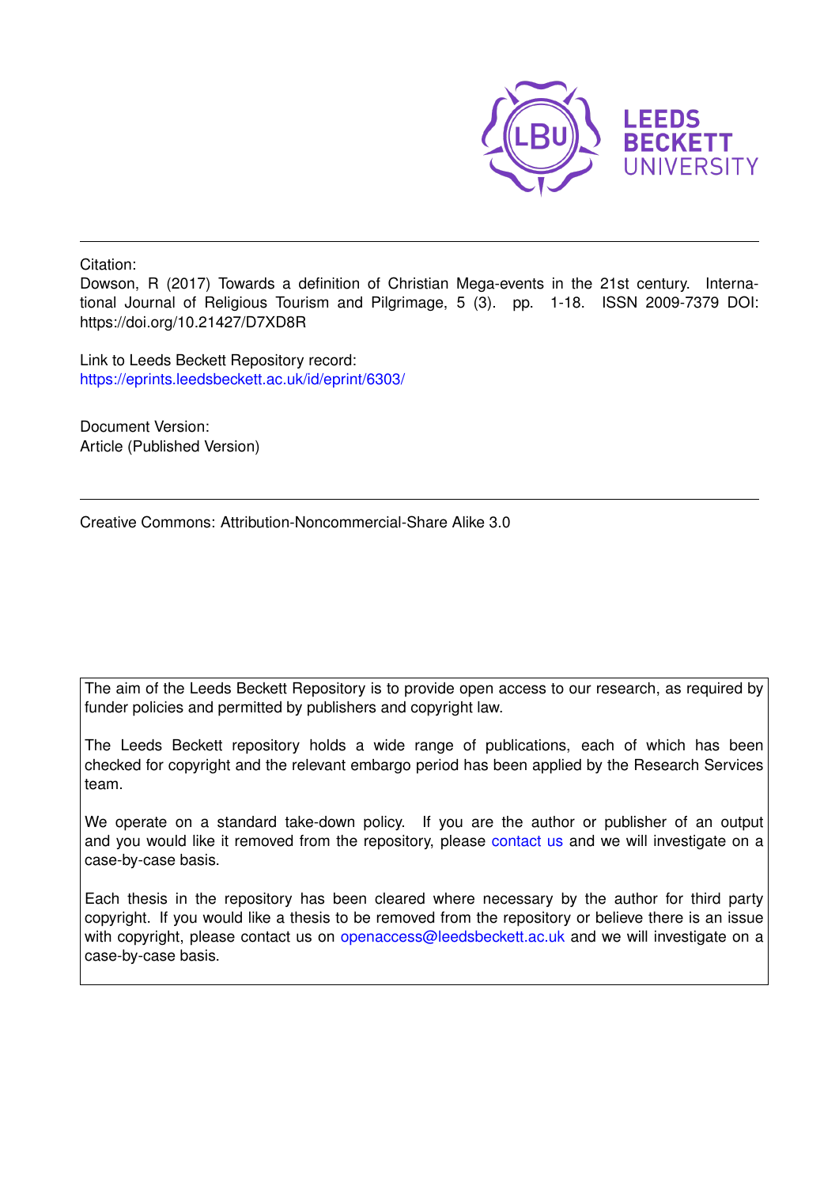Citation:

Dowson, R (2017) Towards a definition of Christian Mega-events in the 21st century. International Journal of Religious Tourism and Pilgrimage, 5 (3). pp. 1-18. ISSN 2009-7379 DOI: https://doi.org/10.21427/D7XD8R

Link to Leeds Beckett Repository record:
https://eprints.leedsbeckett.ac.uk/id/eprint/6303/

Document Version:
Article (Published Version)

---

Creative Commons: Attribution-Noncommercial-Share Alike 3.0

The aim of the Leeds Beckett Repository is to provide open access to our research, as required by funder policies and permitted by publishers and copyright law.

The Leeds Beckett repository holds a wide range of publications, each of which has been checked for copyright and the relevant embargo period has been applied by the Research Services team.

We operate on a standard take-down policy. If you are the author or publisher of an output and you would like it removed from the repository, please contact us and we will investigate on a case-by-case basis.

Each thesis in the repository has been cleared where necessary by the author for third party copyright. If you would like a thesis to be removed from the repository or believe there is an issue with copyright, please contact us on openaccess@leedsbeckett.ac.uk and we will investigate on a case-by-case basis.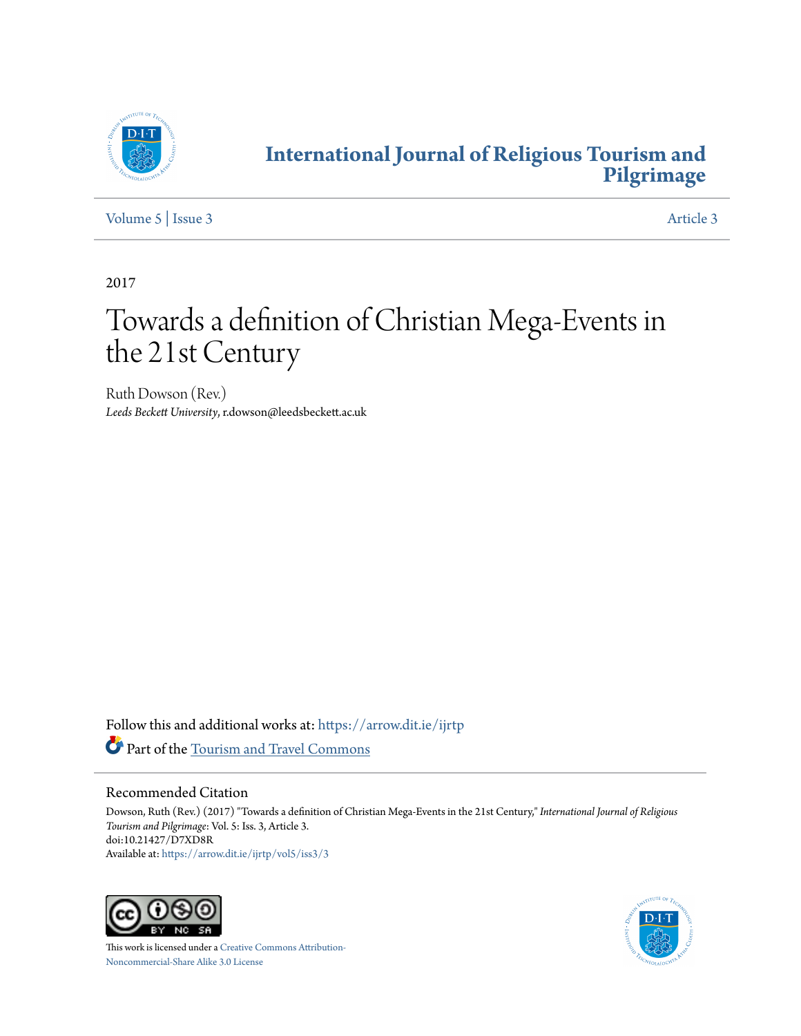[International Journal of Religious Tourism and Pilgrimage](https://arrow.dit.ie/ijrtp)

[Volume 5](https://arrow.dit.ie/ijrtp/vol5) | [Issue 3](https://arrow.dit.ie/ijrtp/vol5/iss3) | [Article 3](https://arrow.dit.ie/ijrtp/vol5/iss3/3)

2017

# Towards a definition of Christian Mega-Events in the 21st Century

Ruth Dowson (Rev.)
*Leeds Beckett University*, r.dowson@leedsbeckett.ac.uk

Follow this and additional works at: https://arrow.dit.ie/ijrtp

Part of the [Tourism and Travel Commons](http://network.bepress.com/hgg/discipline/1082?utm_source=arrow.dit.ie%2Fijrtp%2Fvol5%2Fiss3%2F3&utm_medium=PDF&utm_campaign=PDFCoverPages)

## Recommended Citation

Dowson, Ruth (Rev.) (2017) "Towards a definition of Christian Mega-Events in the 21st Century," *International Journal of Religious Tourism and Pilgrimage*: Vol. 5: Iss. 3, Article 3.
doi:10.21427/D7XD8R
Available at: https://arrow.dit.ie/ijrtp/vol5/iss3/3

This work is licensed under a [Creative Commons Attribution-Noncommercial-Share Alike 3.0 License](https://creativecommons.org/licenses/by-nc-sa/3.0/)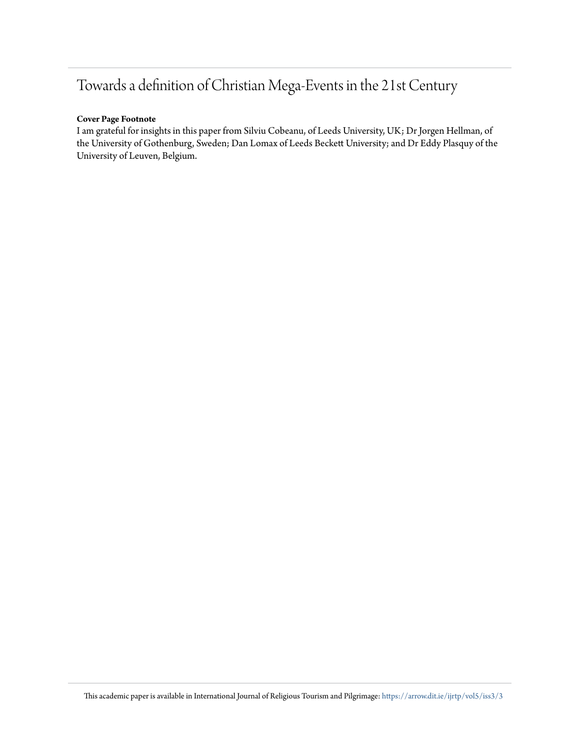# Towards a definition of Christian Mega-Events in the 21st Century

**Cover Page Footnote**

I am grateful for insights in this paper from Silviu Cobeanu, of Leeds University, UK; Dr Jorgen Hellman, of the University of Gothenburg, Sweden; Dan Lomax of Leeds Beckett University; and Dr Eddy Plasquy of the University of Leuven, Belgium.

This academic paper is available in International Journal of Religious Tourism and Pilgrimage: https://arrow.dit.ie/ijrtp/vol5/iss3/3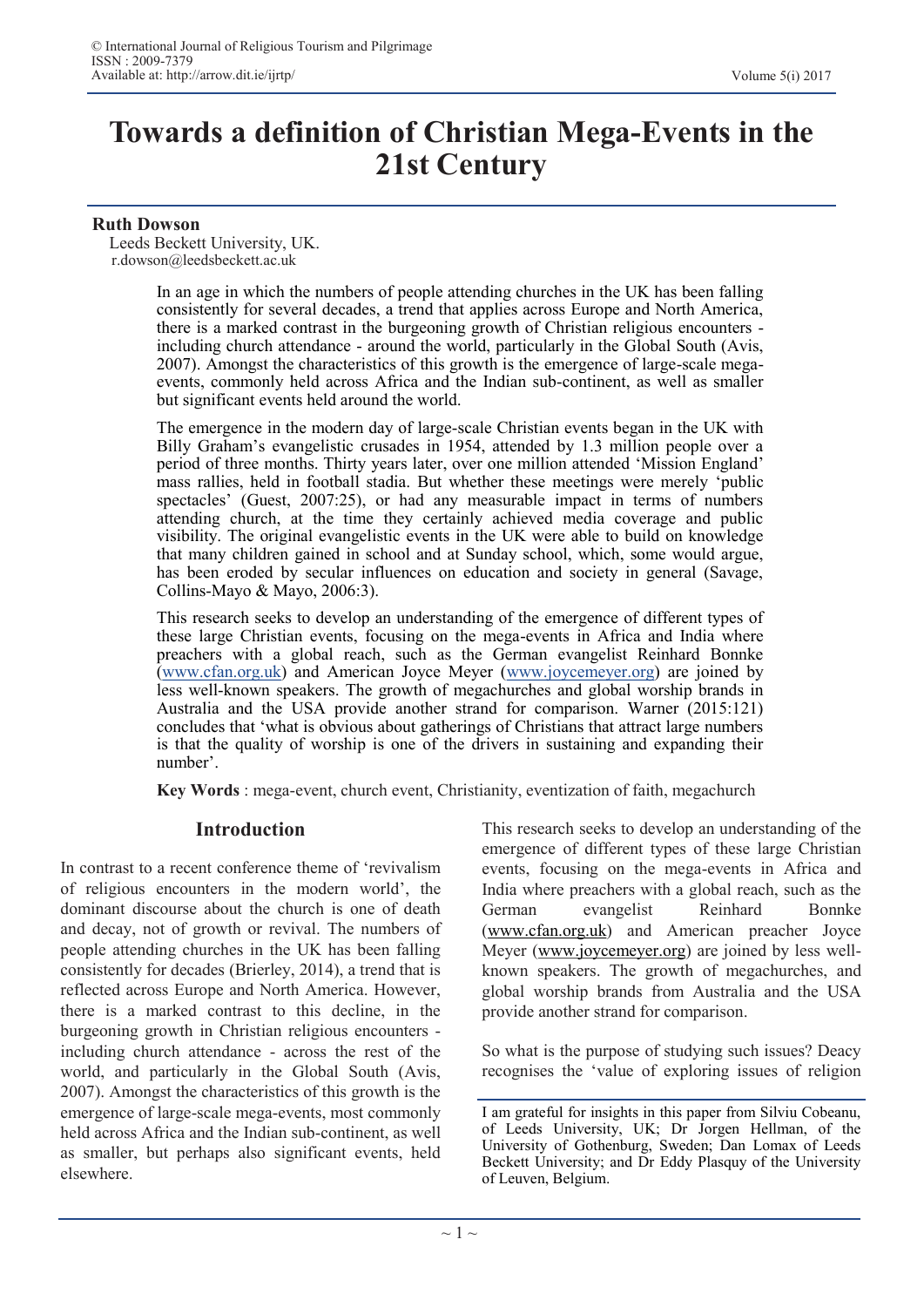# Towards a definition of Christian Mega-Events in the 21st Century

**Ruth Dowson**

Leeds Beckett University, UK.
r.dowson@leedsbeckett.ac.uk

In an age in which the numbers of people attending churches in the UK has been falling consistently for several decades, a trend that applies across Europe and North America, there is a marked contrast in the burgeoning growth of Christian religious encounters - including church attendance - around the world, particularly in the Global South (Avis, 2007). Amongst the characteristics of this growth is the emergence of large-scale mega-events, commonly held across Africa and the Indian sub-continent, as well as smaller but significant events held around the world.

The emergence in the modern day of large-scale Christian events began in the UK with Billy Graham's evangelistic crusades in 1954, attended by 1.3 million people over a period of three months. Thirty years later, over one million attended 'Mission England' mass rallies, held in football stadia. But whether these meetings were merely 'public spectacles' (Guest, 2007:25), or had any measurable impact in terms of numbers attending church, at the time they certainly achieved media coverage and public visibility. The original evangelistic events in the UK were able to build on knowledge that many children gained in school and at Sunday school, which, some would argue, has been eroded by secular influences on education and society in general (Savage, Collins-Mayo & Mayo, 2006:3).

This research seeks to develop an understanding of the emergence of different types of these large Christian events, focusing on the mega-events in Africa and India where preachers with a global reach, such as the German evangelist Reinhard Bonnke (www.cfan.org.uk) and American Joyce Meyer (www.joycemeyer.org) are joined by less well-known speakers. The growth of megachurches and global worship brands in Australia and the USA provide another strand for comparison. Warner (2015:121) concludes that 'what is obvious about gatherings of Christians that attract large numbers is that the quality of worship is one of the drivers in sustaining and expanding their number'.

**Key Words** : mega-event, church event, Christianity, eventization of faith, megachurch

## Introduction

In contrast to a recent conference theme of 'revivalism of religious encounters in the modern world', the dominant discourse about the church is one of death and decay, not of growth or revival. The numbers of people attending churches in the UK has been falling consistently for decades (Brierley, 2014), a trend that is reflected across Europe and North America. However, there is a marked contrast to this decline, in the burgeoning growth in Christian religious encounters - including church attendance - across the rest of the world, and particularly in the Global South (Avis, 2007). Amongst the characteristics of this growth is the emergence of large-scale mega-events, most commonly held across Africa and the Indian sub-continent, as well as smaller, but perhaps also significant events, held elsewhere.

This research seeks to develop an understanding of the emergence of different types of these large Christian events, focusing on the mega-events in Africa and India where preachers with a global reach, such as the German evangelist Reinhard Bonnke (www.cfan.org.uk) and American preacher Joyce Meyer (www.joycemeyer.org) are joined by less well-known speakers. The growth of megachurches, and global worship brands from Australia and the USA provide another strand for comparison.

So what is the purpose of studying such issues? Deacy recognises the 'value of exploring issues of religion

I am grateful for insights in this paper from Silviu Cobeanu, of Leeds University, UK; Dr Jorgen Hellman, of the University of Gothenburg, Sweden; Dan Lomax of Leeds Beckett University; and Dr Eddy Plasquy of the University of Leuven, Belgium.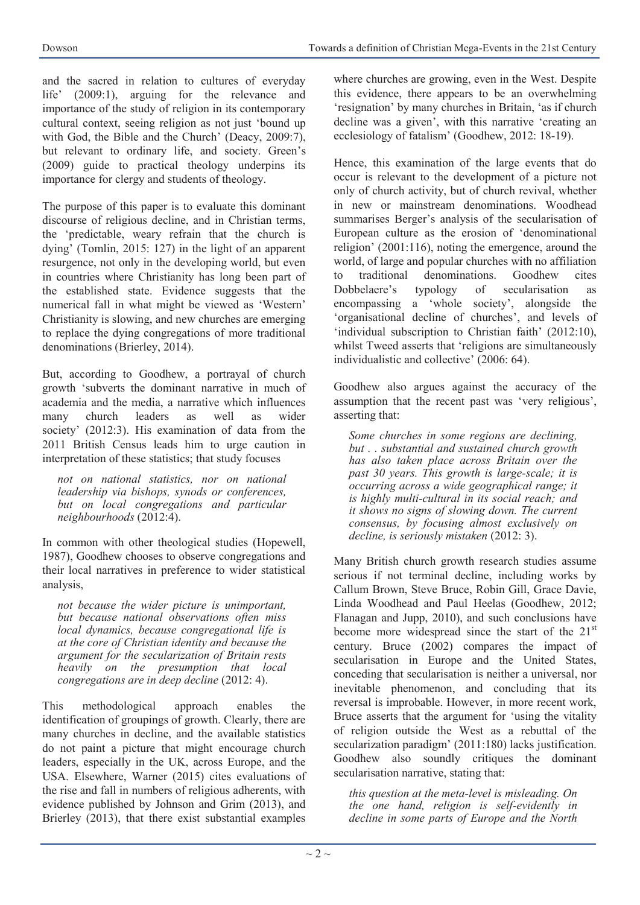and the sacred in relation to cultures of everyday life' (2009:1), arguing for the relevance and importance of the study of religion in its contemporary cultural context, seeing religion as not just 'bound up with God, the Bible and the Church' (Deacy, 2009:7), but relevant to ordinary life, and society. Green's (2009) guide to practical theology underpins its importance for clergy and students of theology.

The purpose of this paper is to evaluate this dominant discourse of religious decline, and in Christian terms, the 'predictable, weary refrain that the church is dying' (Tomlin, 2015: 127) in the light of an apparent resurgence, not only in the developing world, but even in countries where Christianity has long been part of the established state. Evidence suggests that the numerical fall in what might be viewed as 'Western' Christianity is slowing, and new churches are emerging to replace the dying congregations of more traditional denominations (Brierley, 2014).

But, according to Goodhew, a portrayal of church growth 'subverts the dominant narrative in much of academia and the media, a narrative which influences many church leaders as well as wider society' (2012:3). His examination of data from the 2011 British Census leads him to urge caution in interpretation of these statistics; that study focuses

> *not on national statistics, nor on national leadership via bishops, synods or conferences, but on local congregations and particular neighbourhoods* (2012:4).

In common with other theological studies (Hopewell, 1987), Goodhew chooses to observe congregations and their local narratives in preference to wider statistical analysis,

> *not because the wider picture is unimportant, but because national observations often miss local dynamics, because congregational life is at the core of Christian identity and because the argument for the secularization of Britain rests heavily on the presumption that local congregations are in deep decline* (2012: 4).

This methodological approach enables the identification of groupings of growth. Clearly, there are many churches in decline, and the available statistics do not paint a picture that might encourage church leaders, especially in the UK, across Europe, and the USA. Elsewhere, Warner (2015) cites evaluations of the rise and fall in numbers of religious adherents, with evidence published by Johnson and Grim (2013), and Brierley (2013), that there exist substantial examples where churches are growing, even in the West. Despite this evidence, there appears to be an overwhelming 'resignation' by many churches in Britain, 'as if church decline was a given', with this narrative 'creating an ecclesiology of fatalism' (Goodhew, 2012: 18-19).

Hence, this examination of the large events that do occur is relevant to the development of a picture not only of church activity, but of church revival, whether in new or mainstream denominations. Woodhead summarises Berger's analysis of the secularisation of European culture as the erosion of 'denominational religion' (2001:116), noting the emergence, around the world, of large and popular churches with no affiliation to traditional denominations. Goodhew cites Dobbelaere's typology of secularisation as encompassing a 'whole society', alongside the 'organisational decline of churches', and levels of 'individual subscription to Christian faith' (2012:10), whilst Tweed asserts that 'religions are simultaneously individualistic and collective' (2006: 64).

Goodhew also argues against the accuracy of the assumption that the recent past was 'very religious', asserting that:

> *Some churches in some regions are declining, but . . substantial and sustained church growth has also taken place across Britain over the past 30 years. This growth is large-scale; it is occurring across a wide geographical range; it is highly multi-cultural in its social reach; and it shows no signs of slowing down. The current consensus, by focusing almost exclusively on decline, is seriously mistaken* (2012: 3).

Many British church growth research studies assume serious if not terminal decline, including works by Callum Brown, Steve Bruce, Robin Gill, Grace Davie, Linda Woodhead and Paul Heelas (Goodhew, 2012; Flanagan and Jupp, 2010), and such conclusions have become more widespread since the start of the 21st century. Bruce (2002) compares the impact of secularisation in Europe and the United States, conceding that secularisation is neither a universal, nor inevitable phenomenon, and concluding that its reversal is improbable. However, in more recent work, Bruce asserts that the argument for 'using the vitality of religion outside the West as a rebuttal of the secularization paradigm' (2011:180) lacks justification. Goodhew also soundly critiques the dominant secularisation narrative, stating that:

> *this question at the meta-level is misleading. On the one hand, religion is self-evidently in decline in some parts of Europe and the North*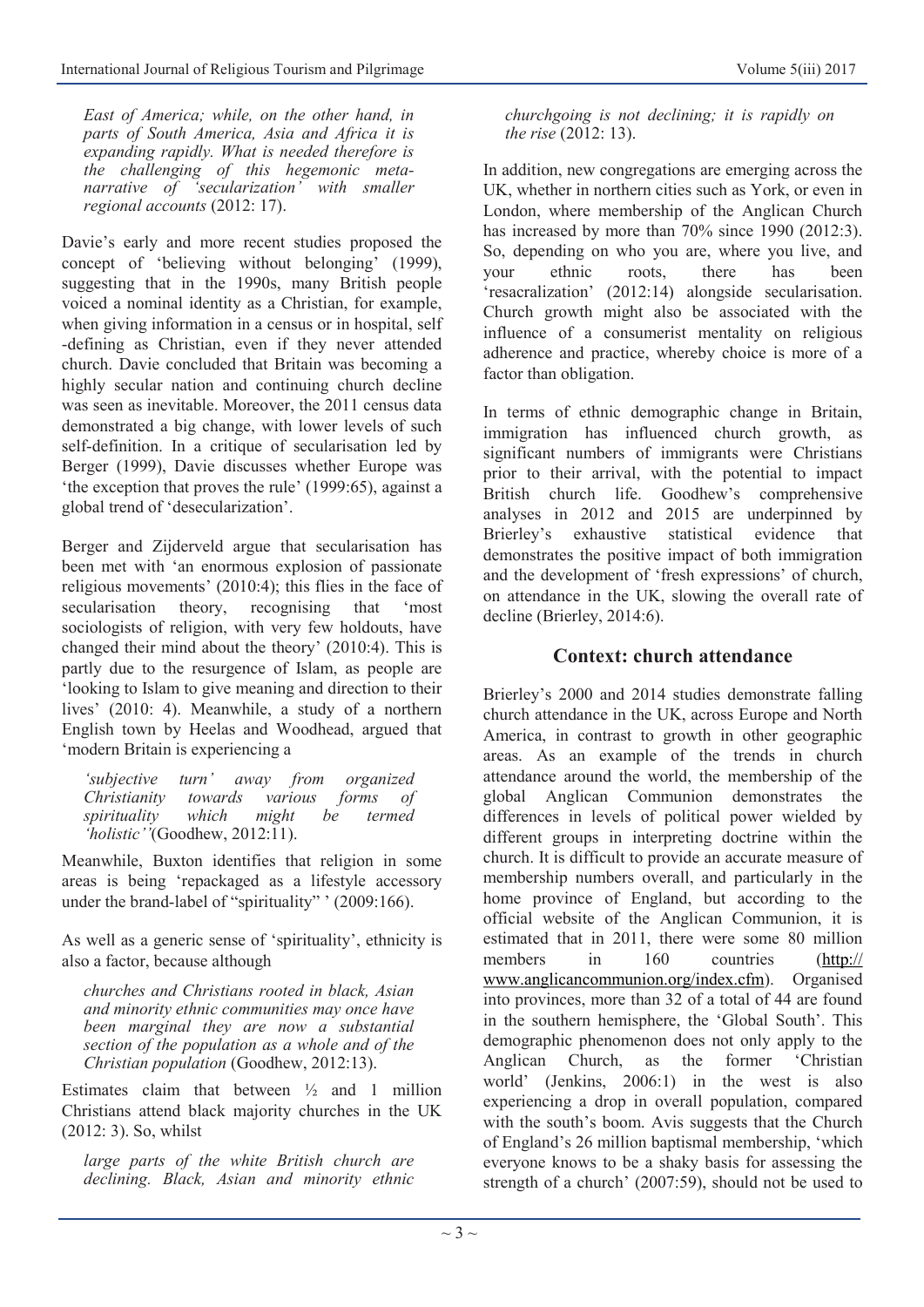*East of America; while, on the other hand, in parts of South America, Asia and Africa it is expanding rapidly. What is needed therefore is the challenging of this hegemonic meta-narrative of 'secularization' with smaller regional accounts* (2012: 17).

Davie's early and more recent studies proposed the concept of 'believing without belonging' (1999), suggesting that in the 1990s, many British people voiced a nominal identity as a Christian, for example, when giving information in a census or in hospital, self-defining as Christian, even if they never attended church. Davie concluded that Britain was becoming a highly secular nation and continuing church decline was seen as inevitable. Moreover, the 2011 census data demonstrated a big change, with lower levels of such self-definition. In a critique of secularisation led by Berger (1999), Davie discusses whether Europe was 'the exception that proves the rule' (1999:65), against a global trend of 'desecularization'.

Berger and Zijderveld argue that secularisation has been met with 'an enormous explosion of passionate religious movements' (2010:4); this flies in the face of secularisation theory, recognising that 'most sociologists of religion, with very few holdouts, have changed their mind about the theory' (2010:4). This is partly due to the resurgence of Islam, as people are 'looking to Islam to give meaning and direction to their lives' (2010: 4). Meanwhile, a study of a northern English town by Heelas and Woodhead, argued that 'modern Britain is experiencing a

*'subjective turn' away from organized Christianity towards various forms of spirituality which might be termed 'holistic''*(Goodhew, 2012:11).

Meanwhile, Buxton identifies that religion in some areas is being 'repackaged as a lifestyle accessory under the brand-label of "spirituality" ' (2009:166).

As well as a generic sense of 'spirituality', ethnicity is also a factor, because although

*churches and Christians rooted in black, Asian and minority ethnic communities may once have been marginal they are now a substantial section of the population as a whole and of the Christian population* (Goodhew, 2012:13).

Estimates claim that between ½ and 1 million Christians attend black majority churches in the UK (2012: 3). So, whilst

*large parts of the white British church are declining. Black, Asian and minority ethnic churchgoing is not declining; it is rapidly on the rise* (2012: 13).

In addition, new congregations are emerging across the UK, whether in northern cities such as York, or even in London, where membership of the Anglican Church has increased by more than 70% since 1990 (2012:3). So, depending on who you are, where you live, and your ethnic roots, there has been 'resacralization' (2012:14) alongside secularisation. Church growth might also be associated with the influence of a consumerist mentality on religious adherence and practice, whereby choice is more of a factor than obligation.

In terms of ethnic demographic change in Britain, immigration has influenced church growth, as significant numbers of immigrants were Christians prior to their arrival, with the potential to impact British church life. Goodhew's comprehensive analyses in 2012 and 2015 are underpinned by Brierley's exhaustive statistical evidence that demonstrates the positive impact of both immigration and the development of 'fresh expressions' of church, on attendance in the UK, slowing the overall rate of decline (Brierley, 2014:6).

## Context: church attendance

Brierley's 2000 and 2014 studies demonstrate falling church attendance in the UK, across Europe and North America, in contrast to growth in other geographic areas. As an example of the trends in church attendance around the world, the membership of the global Anglican Communion demonstrates the differences in levels of political power wielded by different groups in interpreting doctrine within the church. It is difficult to provide an accurate measure of membership numbers overall, and particularly in the home province of England, but according to the official website of the Anglican Communion, it is estimated that in 2011, there were some 80 million members in 160 countries (http://www.anglicancommunion.org/index.cfm). Organised into provinces, more than 32 of a total of 44 are found in the southern hemisphere, the 'Global South'. This demographic phenomenon does not only apply to the Anglican Church, as the former 'Christian world' (Jenkins, 2006:1) in the west is also experiencing a drop in overall population, compared with the south's boom. Avis suggests that the Church of England's 26 million baptismal membership, 'which everyone knows to be a shaky basis for assessing the strength of a church' (2007:59), should not be used to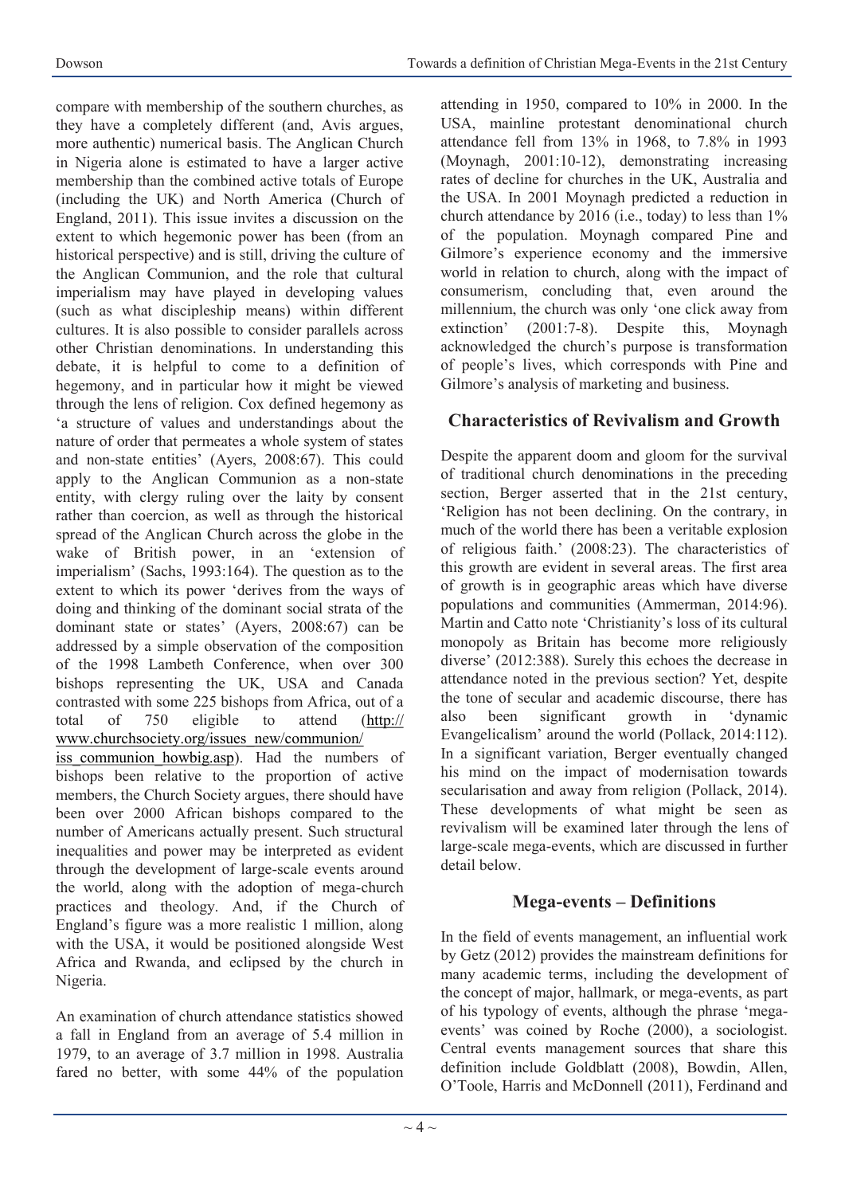compare with membership of the southern churches, as they have a completely different (and, Avis argues, more authentic) numerical basis. The Anglican Church in Nigeria alone is estimated to have a larger active membership than the combined active totals of Europe (including the UK) and North America (Church of England, 2011). This issue invites a discussion on the extent to which hegemonic power has been (from an historical perspective) and is still, driving the culture of the Anglican Communion, and the role that cultural imperialism may have played in developing values (such as what discipleship means) within different cultures. It is also possible to consider parallels across other Christian denominations. In understanding this debate, it is helpful to come to a definition of hegemony, and in particular how it might be viewed through the lens of religion. Cox defined hegemony as 'a structure of values and understandings about the nature of order that permeates a whole system of states and non-state entities' (Ayers, 2008:67). This could apply to the Anglican Communion as a non-state entity, with clergy ruling over the laity by consent rather than coercion, as well as through the historical spread of the Anglican Church across the globe in the wake of British power, in an 'extension of imperialism' (Sachs, 1993:164). The question as to the extent to which its power 'derives from the ways of doing and thinking of the dominant social strata of the dominant state or states' (Ayers, 2008:67) can be addressed by a simple observation of the composition of the 1998 Lambeth Conference, when over 300 bishops representing the UK, USA and Canada contrasted with some 225 bishops from Africa, out of a total of 750 eligible to attend (http://www.churchsociety.org/issues_new/communion/iss_communion_howbig.asp). Had the numbers of bishops been relative to the proportion of active members, the Church Society argues, there should have been over 2000 African bishops compared to the number of Americans actually present. Such structural inequalities and power may be interpreted as evident through the development of large-scale events around the world, along with the adoption of mega-church practices and theology. And, if the Church of England's figure was a more realistic 1 million, along with the USA, it would be positioned alongside West Africa and Rwanda, and eclipsed by the church in Nigeria.

An examination of church attendance statistics showed a fall in England from an average of 5.4 million in 1979, to an average of 3.7 million in 1998. Australia fared no better, with some 44% of the population attending in 1950, compared to 10% in 2000. In the USA, mainline protestant denominational church attendance fell from 13% in 1968, to 7.8% in 1993 (Moynagh, 2001:10-12), demonstrating increasing rates of decline for churches in the UK, Australia and the USA. In 2001 Moynagh predicted a reduction in church attendance by 2016 (i.e., today) to less than 1% of the population. Moynagh compared Pine and Gilmore's experience economy and the immersive world in relation to church, along with the impact of consumerism, concluding that, even around the millennium, the church was only 'one click away from extinction' (2001:7-8). Despite this, Moynagh acknowledged the church's purpose is transformation of people's lives, which corresponds with Pine and Gilmore's analysis of marketing and business.

## Characteristics of Revivalism and Growth

Despite the apparent doom and gloom for the survival of traditional church denominations in the preceding section, Berger asserted that in the 21st century, 'Religion has not been declining. On the contrary, in much of the world there has been a veritable explosion of religious faith.' (2008:23). The characteristics of this growth are evident in several areas. The first area of growth is in geographic areas which have diverse populations and communities (Ammerman, 2014:96). Martin and Catto note 'Christianity's loss of its cultural monopoly as Britain has become more religiously diverse' (2012:388). Surely this echoes the decrease in attendance noted in the previous section? Yet, despite the tone of secular and academic discourse, there has also been significant growth in 'dynamic Evangelicalism' around the world (Pollack, 2014:112). In a significant variation, Berger eventually changed his mind on the impact of modernisation towards secularisation and away from religion (Pollack, 2014). These developments of what might be seen as revivalism will be examined later through the lens of large-scale mega-events, which are discussed in further detail below.

## Mega-events – Definitions

In the field of events management, an influential work by Getz (2012) provides the mainstream definitions for many academic terms, including the development of the concept of major, hallmark, or mega-events, as part of his typology of events, although the phrase 'mega-events' was coined by Roche (2000), a sociologist. Central events management sources that share this definition include Goldblatt (2008), Bowdin, Allen, O'Toole, Harris and McDonnell (2011), Ferdinand and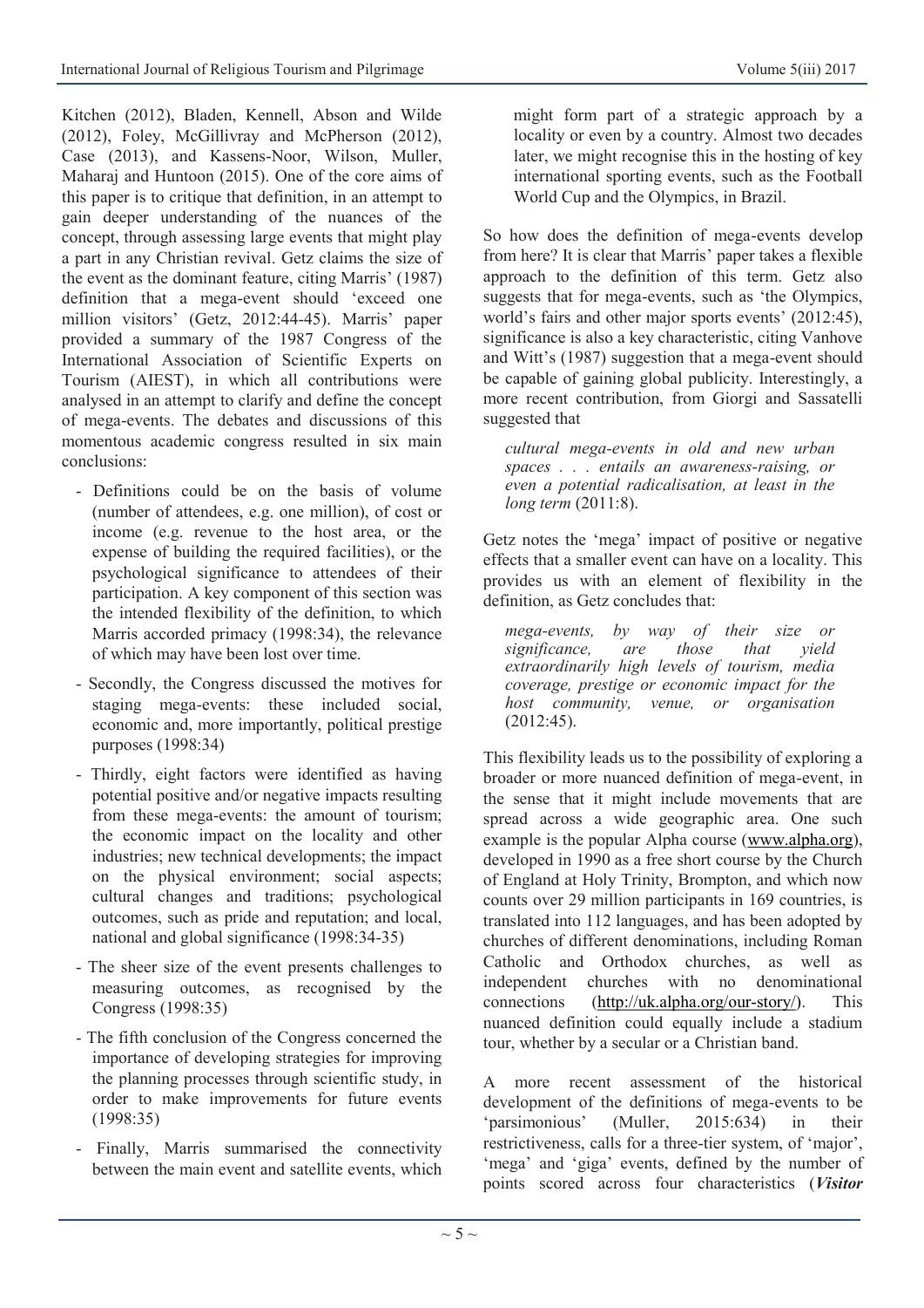Kitchen (2012), Bladen, Kennell, Abson and Wilde (2012), Foley, McGillivray and McPherson (2012), Case (2013), and Kassens-Noor, Wilson, Muller, Maharaj and Huntoon (2015). One of the core aims of this paper is to critique that definition, in an attempt to gain deeper understanding of the nuances of the concept, through assessing large events that might play a part in any Christian revival. Getz claims the size of the event as the dominant feature, citing Marris' (1987) definition that a mega-event should 'exceed one million visitors' (Getz, 2012:44-45). Marris' paper provided a summary of the 1987 Congress of the International Association of Scientific Experts on Tourism (AIEST), in which all contributions were analysed in an attempt to clarify and define the concept of mega-events. The debates and discussions of this momentous academic congress resulted in six main conclusions:

- Definitions could be on the basis of volume (number of attendees, e.g. one million), of cost or income (e.g. revenue to the host area, or the expense of building the required facilities), or the psychological significance to attendees of their participation. A key component of this section was the intended flexibility of the definition, to which Marris accorded primacy (1998:34), the relevance of which may have been lost over time.
- Secondly, the Congress discussed the motives for staging mega-events: these included social, economic and, more importantly, political prestige purposes (1998:34)
- Thirdly, eight factors were identified as having potential positive and/or negative impacts resulting from these mega-events: the amount of tourism; the economic impact on the locality and other industries; new technical developments; the impact on the physical environment; social aspects; cultural changes and traditions; psychological outcomes, such as pride and reputation; and local, national and global significance (1998:34-35)
- The sheer size of the event presents challenges to measuring outcomes, as recognised by the Congress (1998:35)
- The fifth conclusion of the Congress concerned the importance of developing strategies for improving the planning processes through scientific study, in order to make improvements for future events (1998:35)
- Finally, Marris summarised the connectivity between the main event and satellite events, which might form part of a strategic approach by a locality or even by a country. Almost two decades later, we might recognise this in the hosting of key international sporting events, such as the Football World Cup and the Olympics, in Brazil.

So how does the definition of mega-events develop from here? It is clear that Marris' paper takes a flexible approach to the definition of this term. Getz also suggests that for mega-events, such as 'the Olympics, world's fairs and other major sports events' (2012:45), significance is also a key characteristic, citing Vanhove and Witt's (1987) suggestion that a mega-event should be capable of gaining global publicity. Interestingly, a more recent contribution, from Giorgi and Sassatelli suggested that

> *cultural mega-events in old and new urban spaces . . . entails an awareness-raising, or even a potential radicalisation, at least in the long term* (2011:8).

Getz notes the 'mega' impact of positive or negative effects that a smaller event can have on a locality. This provides us with an element of flexibility in the definition, as Getz concludes that:

> *mega-events, by way of their size or significance, are those that yield extraordinarily high levels of tourism, media coverage, prestige or economic impact for the host community, venue, or organisation* (2012:45).

This flexibility leads us to the possibility of exploring a broader or more nuanced definition of mega-event, in the sense that it might include movements that are spread across a wide geographic area. One such example is the popular Alpha course (www.alpha.org), developed in 1990 as a free short course by the Church of England at Holy Trinity, Brompton, and which now counts over 29 million participants in 169 countries, is translated into 112 languages, and has been adopted by churches of different denominations, including Roman Catholic and Orthodox churches, as well as independent churches with no denominational connections (http://uk.alpha.org/our-story/). This nuanced definition could equally include a stadium tour, whether by a secular or a Christian band.

A more recent assessment of the historical development of the definitions of mega-events to be 'parsimonious' (Muller, 2015:634) in their restrictiveness, calls for a three-tier system, of 'major', 'mega' and 'giga' events, defined by the number of points scored across four characteristics (***Visitor***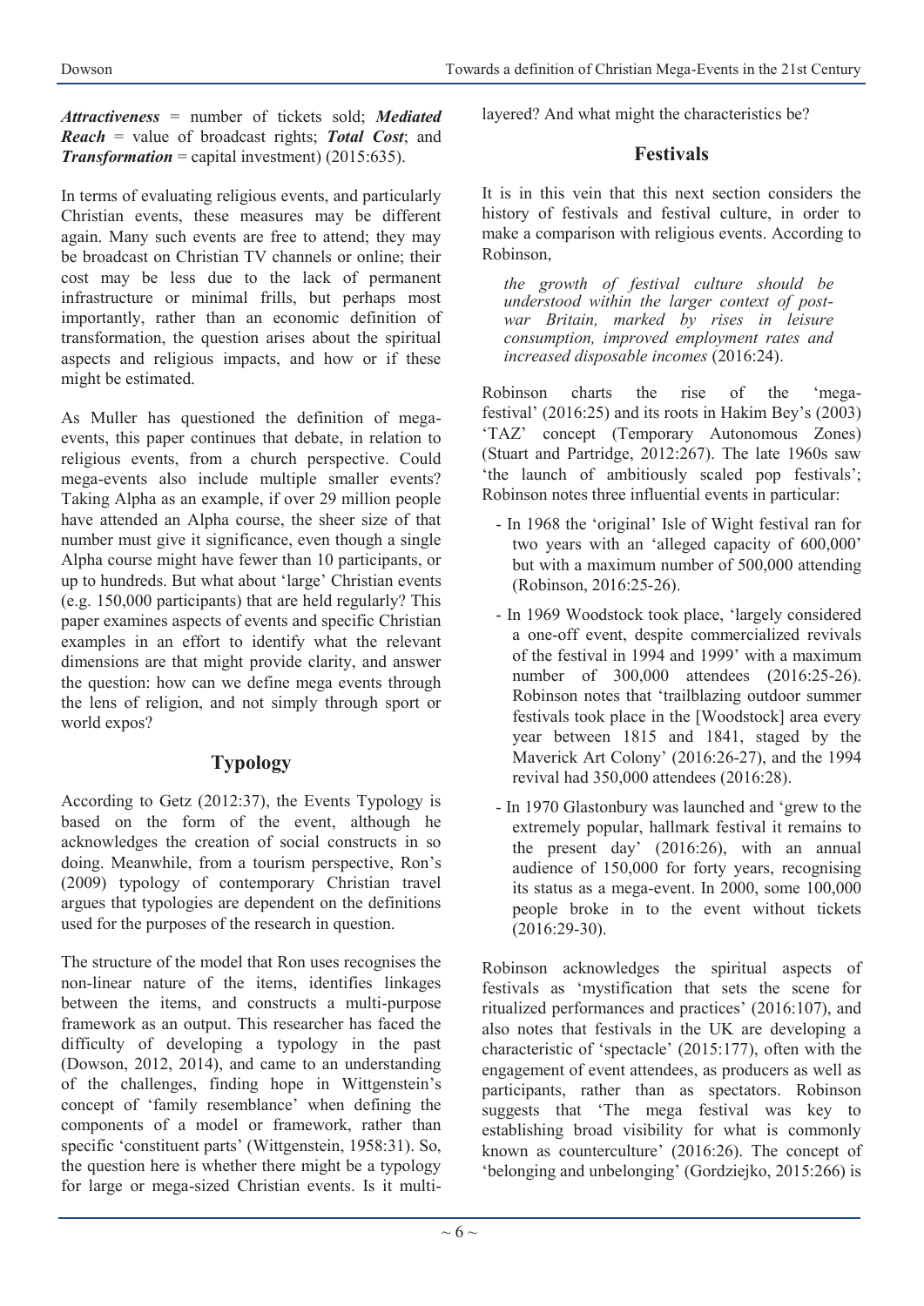***Attractiveness*** = number of tickets sold; ***Mediated Reach*** = value of broadcast rights; ***Total Cost***; and ***Transformation*** = capital investment) (2015:635).

In terms of evaluating religious events, and particularly Christian events, these measures may be different again. Many such events are free to attend; they may be broadcast on Christian TV channels or online; their cost may be less due to the lack of permanent infrastructure or minimal frills, but perhaps most importantly, rather than an economic definition of transformation, the question arises about the spiritual aspects and religious impacts, and how or if these might be estimated.

As Muller has questioned the definition of mega-events, this paper continues that debate, in relation to religious events, from a church perspective. Could mega-events also include multiple smaller events? Taking Alpha as an example, if over 29 million people have attended an Alpha course, the sheer size of that number must give it significance, even though a single Alpha course might have fewer than 10 participants, or up to hundreds. But what about 'large' Christian events (e.g. 150,000 participants) that are held regularly? This paper examines aspects of events and specific Christian examples in an effort to identify what the relevant dimensions are that might provide clarity, and answer the question: how can we define mega events through the lens of religion, and not simply through sport or world expos?

## Typology

According to Getz (2012:37), the Events Typology is based on the form of the event, although he acknowledges the creation of social constructs in so doing. Meanwhile, from a tourism perspective, Ron's (2009) typology of contemporary Christian travel argues that typologies are dependent on the definitions used for the purposes of the research in question.

The structure of the model that Ron uses recognises the non-linear nature of the items, identifies linkages between the items, and constructs a multi-purpose framework as an output. This researcher has faced the difficulty of developing a typology in the past (Dowson, 2012, 2014), and came to an understanding of the challenges, finding hope in Wittgenstein's concept of 'family resemblance' when defining the components of a model or framework, rather than specific 'constituent parts' (Wittgenstein, 1958:31). So, the question here is whether there might be a typology for large or mega-sized Christian events. Is it multi-layered? And what might the characteristics be?

## Festivals

It is in this vein that this next section considers the history of festivals and festival culture, in order to make a comparison with religious events. According to Robinson,

> *the growth of festival culture should be understood within the larger context of post-war Britain, marked by rises in leisure consumption, improved employment rates and increased disposable incomes* (2016:24).

Robinson charts the rise of the 'mega-festival' (2016:25) and its roots in Hakim Bey's (2003) 'TAZ' concept (Temporary Autonomous Zones) (Stuart and Partridge, 2012:267). The late 1960s saw 'the launch of ambitiously scaled pop festivals'; Robinson notes three influential events in particular:

- In 1968 the 'original' Isle of Wight festival ran for two years with an 'alleged capacity of 600,000' but with a maximum number of 500,000 attending (Robinson, 2016:25-26).
- In 1969 Woodstock took place, 'largely considered a one-off event, despite commercialized revivals of the festival in 1994 and 1999' with a maximum number of 300,000 attendees (2016:25-26). Robinson notes that 'trailblazing outdoor summer festivals took place in the [Woodstock] area every year between 1815 and 1841, staged by the Maverick Art Colony' (2016:26-27), and the 1994 revival had 350,000 attendees (2016:28).
- In 1970 Glastonbury was launched and 'grew to the extremely popular, hallmark festival it remains to the present day' (2016:26), with an annual audience of 150,000 for forty years, recognising its status as a mega-event. In 2000, some 100,000 people broke in to the event without tickets (2016:29-30).

Robinson acknowledges the spiritual aspects of festivals as 'mystification that sets the scene for ritualized performances and practices' (2016:107), and also notes that festivals in the UK are developing a characteristic of 'spectacle' (2015:177), often with the engagement of event attendees, as producers as well as participants, rather than as spectators. Robinson suggests that 'The mega festival was key to establishing broad visibility for what is commonly known as counterculture' (2016:26). The concept of 'belonging and unbelonging' (Gordziejko, 2015:266) is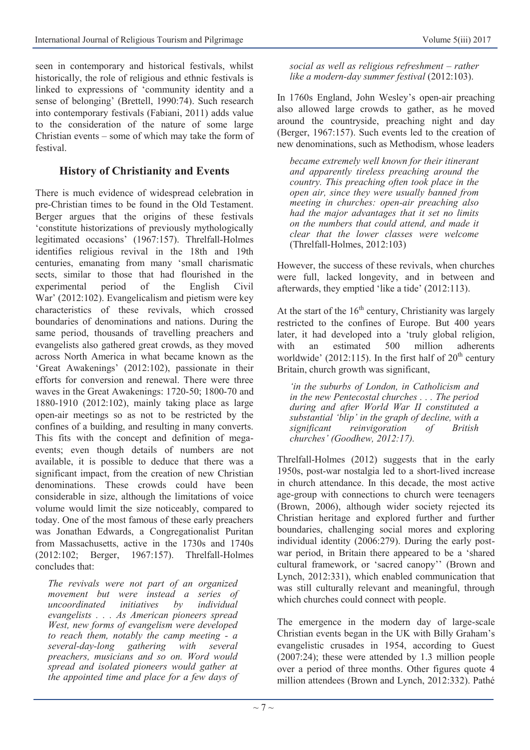seen in contemporary and historical festivals, whilst historically, the role of religious and ethnic festivals is linked to expressions of 'community identity and a sense of belonging' (Brettell, 1990:74). Such research into contemporary festivals (Fabiani, 2011) adds value to the consideration of the nature of some large Christian events – some of which may take the form of festival.

## History of Christianity and Events

There is much evidence of widespread celebration in pre-Christian times to be found in the Old Testament. Berger argues that the origins of these festivals 'constitute historizations of previously mythologically legitimated occasions' (1967:157). Threlfall-Holmes identifies religious revival in the 18th and 19th centuries, emanating from many 'small charismatic sects, similar to those that had flourished in the experimental period of the English Civil War' (2012:102). Evangelicalism and pietism were key characteristics of these revivals, which crossed boundaries of denominations and nations. During the same period, thousands of travelling preachers and evangelists also gathered great crowds, as they moved across North America in what became known as the 'Great Awakenings' (2012:102), passionate in their efforts for conversion and renewal. There were three waves in the Great Awakenings: 1720-50; 1800-70 and 1880-1910 (2012:102), mainly taking place as large open-air meetings so as not to be restricted by the confines of a building, and resulting in many converts. This fits with the concept and definition of mega-events; even though details of numbers are not available, it is possible to deduce that there was a significant impact, from the creation of new Christian denominations. These crowds could have been considerable in size, although the limitations of voice volume would limit the size noticeably, compared to today. One of the most famous of these early preachers was Jonathan Edwards, a Congregationalist Puritan from Massachusetts, active in the 1730s and 1740s (2012:102; Berger, 1967:157). Threlfall-Holmes concludes that:

> *The revivals were not part of an organized movement but were instead a series of uncoordinated initiatives by individual evangelists . . . As American pioneers spread West, new forms of evangelism were developed to reach them, notably the camp meeting - a several-day-long gathering with several preachers, musicians and so on. Word would spread and isolated pioneers would gather at the appointed time and place for a few days of social as well as religious refreshment – rather like a modern-day summer festival* (2012:103).

In 1760s England, John Wesley's open-air preaching also allowed large crowds to gather, as he moved around the countryside, preaching night and day (Berger, 1967:157). Such events led to the creation of new denominations, such as Methodism, whose leaders

> *became extremely well known for their itinerant and apparently tireless preaching around the country. This preaching often took place in the open air, since they were usually banned from meeting in churches: open-air preaching also had the major advantages that it set no limits on the numbers that could attend, and made it clear that the lower classes were welcome* (Threlfall-Holmes, 2012:103)

However, the success of these revivals, when churches were full, lacked longevity, and in between and afterwards, they emptied 'like a tide' (2012:113).

At the start of the 16th century, Christianity was largely restricted to the confines of Europe. But 400 years later, it had developed into a 'truly global religion, with an estimated 500 million adherents worldwide' (2012:115). In the first half of 20th century Britain, church growth was significant,

> *'in the suburbs of London, in Catholicism and in the new Pentecostal churches . . . The period during and after World War II constituted a substantial 'blip' in the graph of decline, with a significant reinvigoration of British churches' (Goodhew, 2012:17).*

Threlfall-Holmes (2012) suggests that in the early 1950s, post-war nostalgia led to a short-lived increase in church attendance. In this decade, the most active age-group with connections to church were teenagers (Brown, 2006), although wider society rejected its Christian heritage and explored further and further boundaries, challenging social mores and exploring individual identity (2006:279). During the early post-war period, in Britain there appeared to be a 'shared cultural framework, or 'sacred canopy'' (Brown and Lynch, 2012:331), which enabled communication that was still culturally relevant and meaningful, through which churches could connect with people.

The emergence in the modern day of large-scale Christian events began in the UK with Billy Graham's evangelistic crusades in 1954, according to Guest (2007:24); these were attended by 1.3 million people over a period of three months. Other figures quote 4 million attendees (Brown and Lynch, 2012:332). Pathé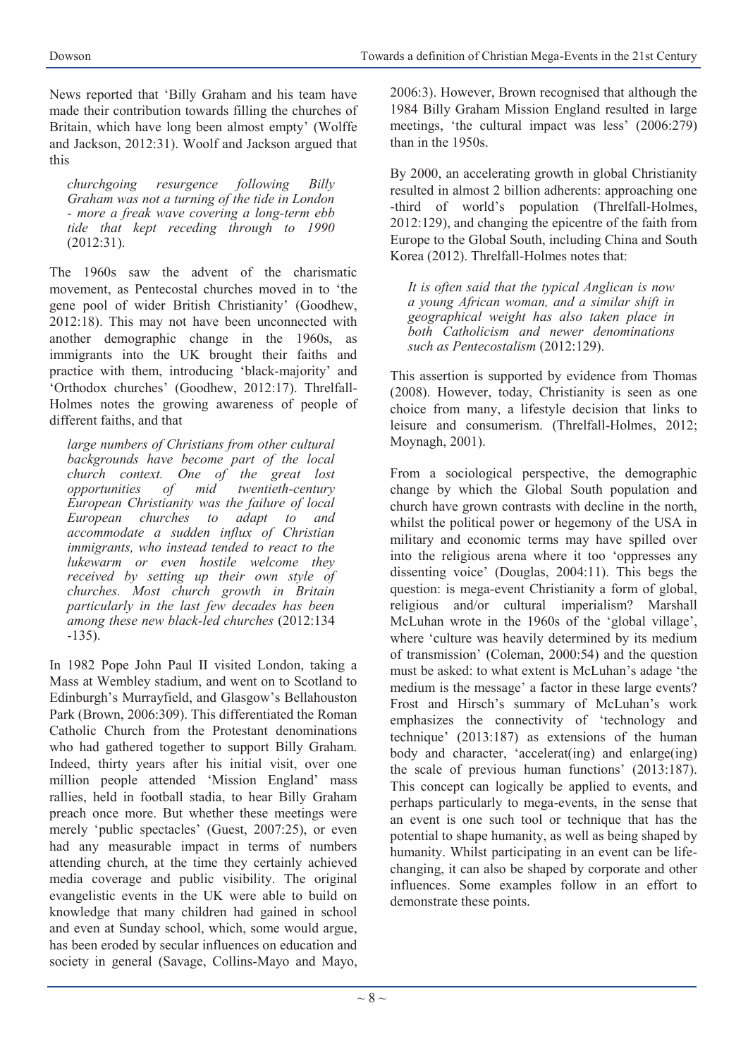News reported that 'Billy Graham and his team have made their contribution towards filling the churches of Britain, which have long been almost empty' (Wolffe and Jackson, 2012:31). Woolf and Jackson argued that this

> *churchgoing resurgence following Billy Graham was not a turning of the tide in London - more a freak wave covering a long-term ebb tide that kept receding through to 1990* (2012:31).

The 1960s saw the advent of the charismatic movement, as Pentecostal churches moved in to 'the gene pool of wider British Christianity' (Goodhew, 2012:18). This may not have been unconnected with another demographic change in the 1960s, as immigrants into the UK brought their faiths and practice with them, introducing 'black-majority' and 'Orthodox churches' (Goodhew, 2012:17). Threlfall-Holmes notes the growing awareness of people of different faiths, and that

> *large numbers of Christians from other cultural backgrounds have become part of the local church context. One of the great lost opportunities of mid twentieth-century European Christianity was the failure of local European churches to adapt to and accommodate a sudden influx of Christian immigrants, who instead tended to react to the lukewarm or even hostile welcome they received by setting up their own style of churches. Most church growth in Britain particularly in the last few decades has been among these new black-led churches* (2012:134-135).

In 1982 Pope John Paul II visited London, taking a Mass at Wembley stadium, and went on to Scotland to Edinburgh's Murrayfield, and Glasgow's Bellahouston Park (Brown, 2006:309). This differentiated the Roman Catholic Church from the Protestant denominations who had gathered together to support Billy Graham. Indeed, thirty years after his initial visit, over one million people attended 'Mission England' mass rallies, held in football stadia, to hear Billy Graham preach once more. But whether these meetings were merely 'public spectacles' (Guest, 2007:25), or even had any measurable impact in terms of numbers attending church, at the time they certainly achieved media coverage and public visibility. The original evangelistic events in the UK were able to build on knowledge that many children had gained in school and even at Sunday school, which, some would argue, has been eroded by secular influences on education and society in general (Savage, Collins-Mayo and Mayo, 2006:3). However, Brown recognised that although the 1984 Billy Graham Mission England resulted in large meetings, 'the cultural impact was less' (2006:279) than in the 1950s.

By 2000, an accelerating growth in global Christianity resulted in almost 2 billion adherents: approaching one-third of world's population (Threlfall-Holmes, 2012:129), and changing the epicentre of the faith from Europe to the Global South, including China and South Korea (2012). Threlfall-Holmes notes that:

> *It is often said that the typical Anglican is now a young African woman, and a similar shift in geographical weight has also taken place in both Catholicism and newer denominations such as Pentecostalism* (2012:129).

This assertion is supported by evidence from Thomas (2008). However, today, Christianity is seen as one choice from many, a lifestyle decision that links to leisure and consumerism. (Threlfall-Holmes, 2012; Moynagh, 2001).

From a sociological perspective, the demographic change by which the Global South population and church have grown contrasts with decline in the north, whilst the political power or hegemony of the USA in military and economic terms may have spilled over into the religious arena where it too 'oppresses any dissenting voice' (Douglas, 2004:11). This begs the question: is mega-event Christianity a form of global, religious and/or cultural imperialism? Marshall McLuhan wrote in the 1960s of the 'global village', where 'culture was heavily determined by its medium of transmission' (Coleman, 2000:54) and the question must be asked: to what extent is McLuhan's adage 'the medium is the message' a factor in these large events? Frost and Hirsch's summary of McLuhan's work emphasizes the connectivity of 'technology and technique' (2013:187) as extensions of the human body and character, 'accelerat(ing) and enlarge(ing) the scale of previous human functions' (2013:187). This concept can logically be applied to events, and perhaps particularly to mega-events, in the sense that an event is one such tool or technique that has the potential to shape humanity, as well as being shaped by humanity. Whilst participating in an event can be life-changing, it can also be shaped by corporate and other influences. Some examples follow in an effort to demonstrate these points.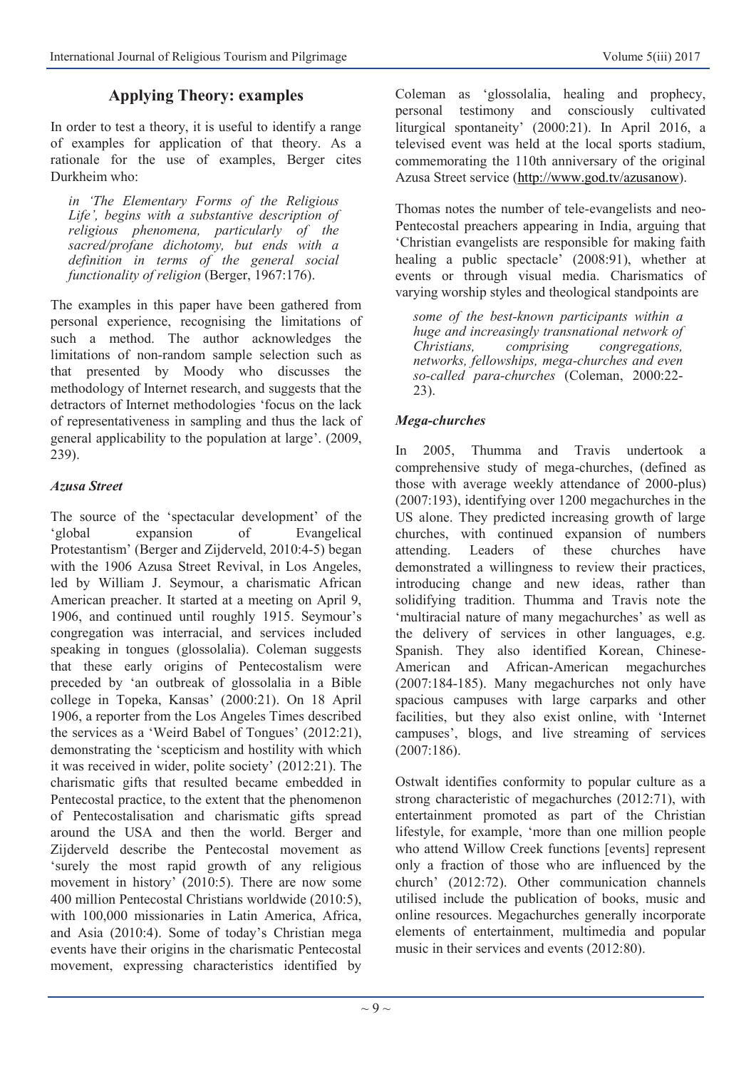## Applying Theory: examples

In order to test a theory, it is useful to identify a range of examples for application of that theory. As a rationale for the use of examples, Berger cites Durkheim who:

> *in 'The Elementary Forms of the Religious Life', begins with a substantive description of religious phenomena, particularly of the sacred/profane dichotomy, but ends with a definition in terms of the general social functionality of religion* (Berger, 1967:176).

The examples in this paper have been gathered from personal experience, recognising the limitations of such a method. The author acknowledges the limitations of non-random sample selection such as that presented by Moody who discusses the methodology of Internet research, and suggests that the detractors of Internet methodologies 'focus on the lack of representativeness in sampling and thus the lack of general applicability to the population at large'. (2009, 239).

### *Azusa Street*

The source of the 'spectacular development' of the 'global expansion of Evangelical Protestantism' (Berger and Zijderveld, 2010:4-5) began with the 1906 Azusa Street Revival, in Los Angeles, led by William J. Seymour, a charismatic African American preacher. It started at a meeting on April 9, 1906, and continued until roughly 1915. Seymour's congregation was interracial, and services included speaking in tongues (glossolalia). Coleman suggests that these early origins of Pentecostalism were preceded by 'an outbreak of glossolalia in a Bible college in Topeka, Kansas' (2000:21). On 18 April 1906, a reporter from the Los Angeles Times described the services as a 'Weird Babel of Tongues' (2012:21), demonstrating the 'scepticism and hostility with which it was received in wider, polite society' (2012:21). The charismatic gifts that resulted became embedded in Pentecostal practice, to the extent that the phenomenon of Pentecostalisation and charismatic gifts spread around the USA and then the world. Berger and Zijderveld describe the Pentecostal movement as 'surely the most rapid growth of any religious movement in history' (2010:5). There are now some 400 million Pentecostal Christians worldwide (2010:5), with 100,000 missionaries in Latin America, Africa, and Asia (2010:4). Some of today's Christian mega events have their origins in the charismatic Pentecostal movement, expressing characteristics identified by Coleman as 'glossolalia, healing and prophecy, personal testimony and consciously cultivated liturgical spontaneity' (2000:21). In April 2016, a televised event was held at the local sports stadium, commemorating the 110th anniversary of the original Azusa Street service (http://www.god.tv/azusanow).

Thomas notes the number of tele-evangelists and neo-Pentecostal preachers appearing in India, arguing that 'Christian evangelists are responsible for making faith healing a public spectacle' (2008:91), whether at events or through visual media. Charismatics of varying worship styles and theological standpoints are

> *some of the best-known participants within a huge and increasingly transnational network of Christians, comprising congregations, networks, fellowships, mega-churches and even so-called para-churches* (Coleman, 2000:22-23).

### *Mega-churches*

In 2005, Thumma and Travis undertook a comprehensive study of mega-churches, (defined as those with average weekly attendance of 2000-plus) (2007:193), identifying over 1200 megachurches in the US alone. They predicted increasing growth of large churches, with continued expansion of numbers attending. Leaders of these churches have demonstrated a willingness to review their practices, introducing change and new ideas, rather than solidifying tradition. Thumma and Travis note the 'multiracial nature of many megachurches' as well as the delivery of services in other languages, e.g. Spanish. They also identified Korean, Chinese-American and African-American megachurches (2007:184-185). Many megachurches not only have spacious campuses with large carparks and other facilities, but they also exist online, with 'Internet campuses', blogs, and live streaming of services (2007:186).

Ostwalt identifies conformity to popular culture as a strong characteristic of megachurches (2012:71), with entertainment promoted as part of the Christian lifestyle, for example, 'more than one million people who attend Willow Creek functions [events] represent only a fraction of those who are influenced by the church' (2012:72). Other communication channels utilised include the publication of books, music and online resources. Megachurches generally incorporate elements of entertainment, multimedia and popular music in their services and events (2012:80).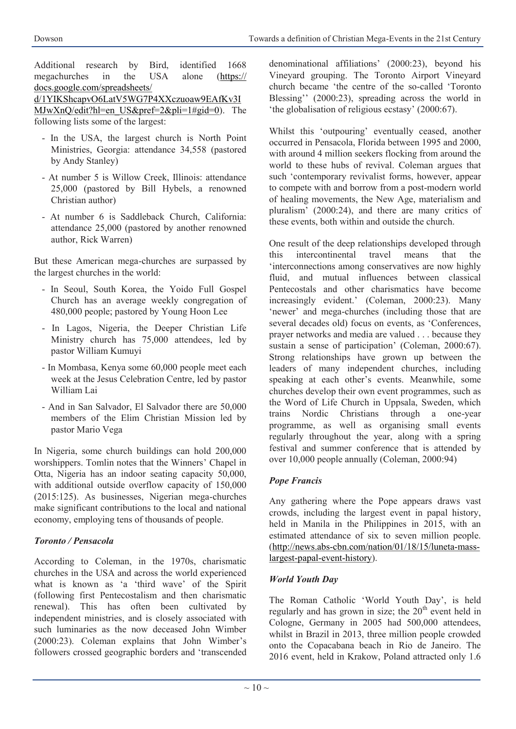Additional research by Bird, identified 1668 megachurches in the USA alone (https://docs.google.com/spreadsheets/d/1YIKShcapvO6LatV5WG7P4XXczuoaw9EAfKv3IMJwXnQ/edit?hl=en_US&pref=2&pli=1#gid=0). The following lists some of the largest:

- In the USA, the largest church is North Point Ministries, Georgia: attendance 34,558 (pastored by Andy Stanley)
- At number 5 is Willow Creek, Illinois: attendance 25,000 (pastored by Bill Hybels, a renowned Christian author)
- At number 6 is Saddleback Church, California: attendance 25,000 (pastored by another renowned author, Rick Warren)

But these American mega-churches are surpassed by the largest churches in the world:

- In Seoul, South Korea, the Yoido Full Gospel Church has an average weekly congregation of 480,000 people; pastored by Young Hoon Lee
- In Lagos, Nigeria, the Deeper Christian Life Ministry church has 75,000 attendees, led by pastor William Kumuyi
- In Mombasa, Kenya some 60,000 people meet each week at the Jesus Celebration Centre, led by pastor William Lai
- And in San Salvador, El Salvador there are 50,000 members of the Elim Christian Mission led by pastor Mario Vega

In Nigeria, some church buildings can hold 200,000 worshippers. Tomlin notes that the Winners' Chapel in Otta, Nigeria has an indoor seating capacity 50,000, with additional outside overflow capacity of 150,000 (2015:125). As businesses, Nigerian mega-churches make significant contributions to the local and national economy, employing tens of thousands of people.

### *Toronto / Pensacola*

According to Coleman, in the 1970s, charismatic churches in the USA and across the world experienced what is known as 'a 'third wave' of the Spirit (following first Pentecostalism and then charismatic renewal). This has often been cultivated by independent ministries, and is closely associated with such luminaries as the now deceased John Wimber (2000:23). Coleman explains that John Wimber's followers crossed geographic borders and 'transcended denominational affiliations' (2000:23), beyond his Vineyard grouping. The Toronto Airport Vineyard church became 'the centre of the so-called 'Toronto Blessing'' (2000:23), spreading across the world in 'the globalisation of religious ecstasy' (2000:67).

Whilst this 'outpouring' eventually ceased, another occurred in Pensacola, Florida between 1995 and 2000, with around 4 million seekers flocking from around the world to these hubs of revival. Coleman argues that such 'contemporary revivalist forms, however, appear to compete with and borrow from a post-modern world of healing movements, the New Age, materialism and pluralism' (2000:24), and there are many critics of these events, both within and outside the church.

One result of the deep relationships developed through this intercontinental travel means that the 'interconnections among conservatives are now highly fluid, and mutual influences between classical Pentecostals and other charismatics have become increasingly evident.' (Coleman, 2000:23). Many 'newer' and mega-churches (including those that are several decades old) focus on events, as 'Conferences, prayer networks and media are valued . . . because they sustain a sense of participation' (Coleman, 2000:67). Strong relationships have grown up between the leaders of many independent churches, including speaking at each other's events. Meanwhile, some churches develop their own event programmes, such as the Word of Life Church in Uppsala, Sweden, which trains Nordic Christians through a one-year programme, as well as organising small events regularly throughout the year, along with a spring festival and summer conference that is attended by over 10,000 people annually (Coleman, 2000:94)

### *Pope Francis*

Any gathering where the Pope appears draws vast crowds, including the largest event in papal history, held in Manila in the Philippines in 2015, with an estimated attendance of six to seven million people. (http://news.abs-cbn.com/nation/01/18/15/luneta-mass-largest-papal-event-history).

### *World Youth Day*

The Roman Catholic 'World Youth Day', is held regularly and has grown in size; the 20th event held in Cologne, Germany in 2005 had 500,000 attendees, whilst in Brazil in 2013, three million people crowded onto the Copacabana beach in Rio de Janeiro. The 2016 event, held in Krakow, Poland attracted only 1.6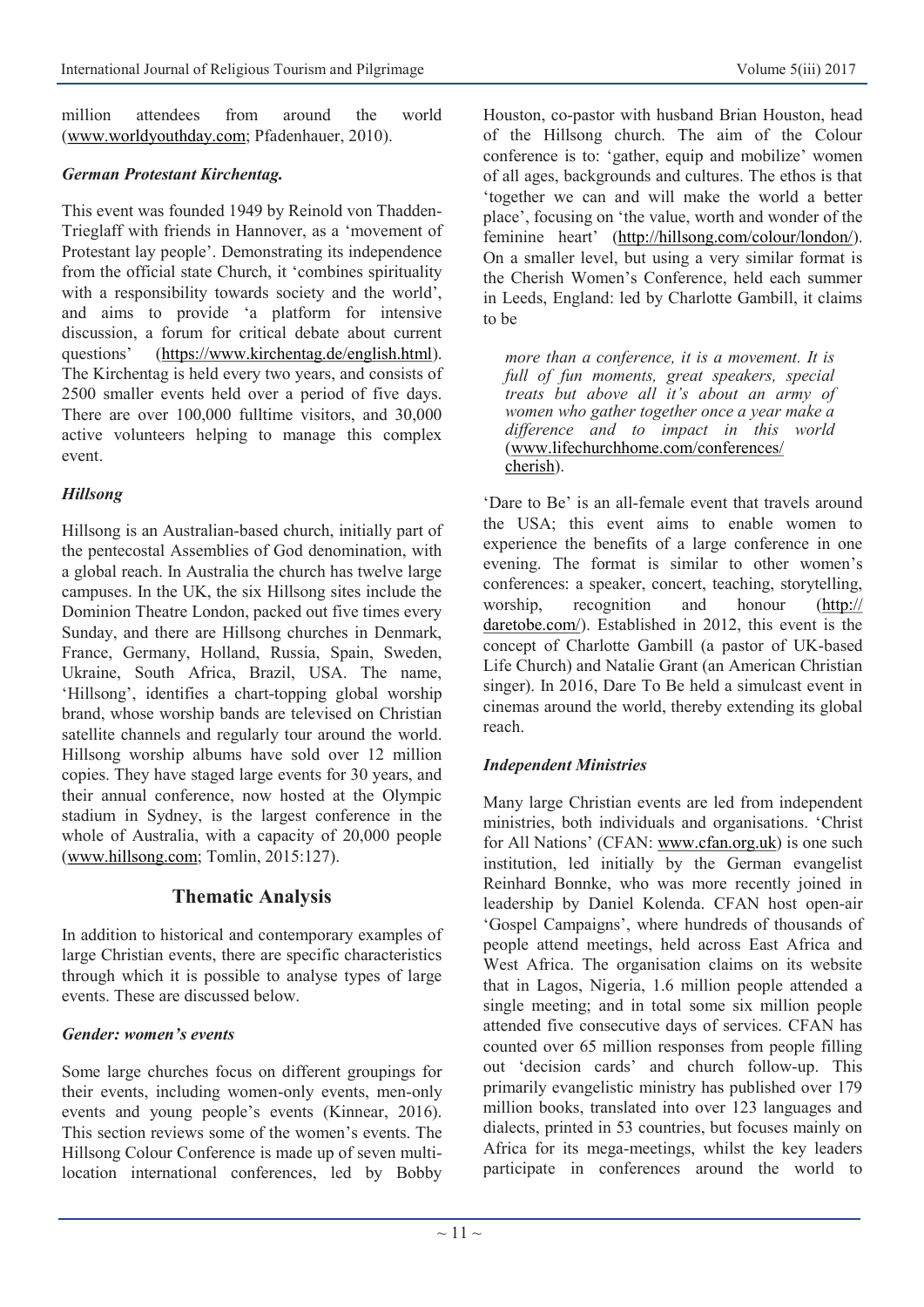million attendees from around the world (www.worldyouthday.com; Pfadenhauer, 2010).

### *German Protestant Kirchentag.*

This event was founded 1949 by Reinold von Thadden-Trieglaff with friends in Hannover, as a 'movement of Protestant lay people'. Demonstrating its independence from the official state Church, it 'combines spirituality with a responsibility towards society and the world', and aims to provide 'a platform for intensive discussion, a forum for critical debate about current questions' (https://www.kirchentag.de/english.html). The Kirchentag is held every two years, and consists of 2500 smaller events held over a period of five days. There are over 100,000 fulltime visitors, and 30,000 active volunteers helping to manage this complex event.

### *Hillsong*

Hillsong is an Australian-based church, initially part of the pentecostal Assemblies of God denomination, with a global reach. In Australia the church has twelve large campuses. In the UK, the six Hillsong sites include the Dominion Theatre London, packed out five times every Sunday, and there are Hillsong churches in Denmark, France, Germany, Holland, Russia, Spain, Sweden, Ukraine, South Africa, Brazil, USA. The name, 'Hillsong', identifies a chart-topping global worship brand, whose worship bands are televised on Christian satellite channels and regularly tour around the world. Hillsong worship albums have sold over 12 million copies. They have staged large events for 30 years, and their annual conference, now hosted at the Olympic stadium in Sydney, is the largest conference in the whole of Australia, with a capacity of 20,000 people (www.hillsong.com; Tomlin, 2015:127).

## Thematic Analysis

In addition to historical and contemporary examples of large Christian events, there are specific characteristics through which it is possible to analyse types of large events. These are discussed below.

### *Gender: women's events*

Some large churches focus on different groupings for their events, including women-only events, men-only events and young people's events (Kinnear, 2016). This section reviews some of the women's events. The Hillsong Colour Conference is made up of seven multi-location international conferences, led by Bobby Houston, co-pastor with husband Brian Houston, head of the Hillsong church. The aim of the Colour conference is to: 'gather, equip and mobilize' women of all ages, backgrounds and cultures. The ethos is that 'together we can and will make the world a better place', focusing on 'the value, worth and wonder of the feminine heart' (http://hillsong.com/colour/london/). On a smaller level, but using a very similar format is the Cherish Women's Conference, held each summer in Leeds, England: led by Charlotte Gambill, it claims to be

> *more than a conference, it is a movement. It is full of fun moments, great speakers, special treats but above all it's about an army of women who gather together once a year make a difference and to impact in this world* (www.lifechurchhome.com/conferences/cherish).

'Dare to Be' is an all-female event that travels around the USA; this event aims to enable women to experience the benefits of a large conference in one evening. The format is similar to other women's conferences: a speaker, concert, teaching, storytelling, worship, recognition and honour (http://daretobe.com/). Established in 2012, this event is the concept of Charlotte Gambill (a pastor of UK-based Life Church) and Natalie Grant (an American Christian singer). In 2016, Dare To Be held a simulcast event in cinemas around the world, thereby extending its global reach.

### *Independent Ministries*

Many large Christian events are led from independent ministries, both individuals and organisations. 'Christ for All Nations' (CFAN: www.cfan.org.uk) is one such institution, led initially by the German evangelist Reinhard Bonnke, who was more recently joined in leadership by Daniel Kolenda. CFAN host open-air 'Gospel Campaigns', where hundreds of thousands of people attend meetings, held across East Africa and West Africa. The organisation claims on its website that in Lagos, Nigeria, 1.6 million people attended a single meeting; and in total some six million people attended five consecutive days of services. CFAN has counted over 65 million responses from people filling out 'decision cards' and church follow-up. This primarily evangelistic ministry has published over 179 million books, translated into over 123 languages and dialects, printed in 53 countries, but focuses mainly on Africa for its mega-meetings, whilst the key leaders participate in conferences around the world to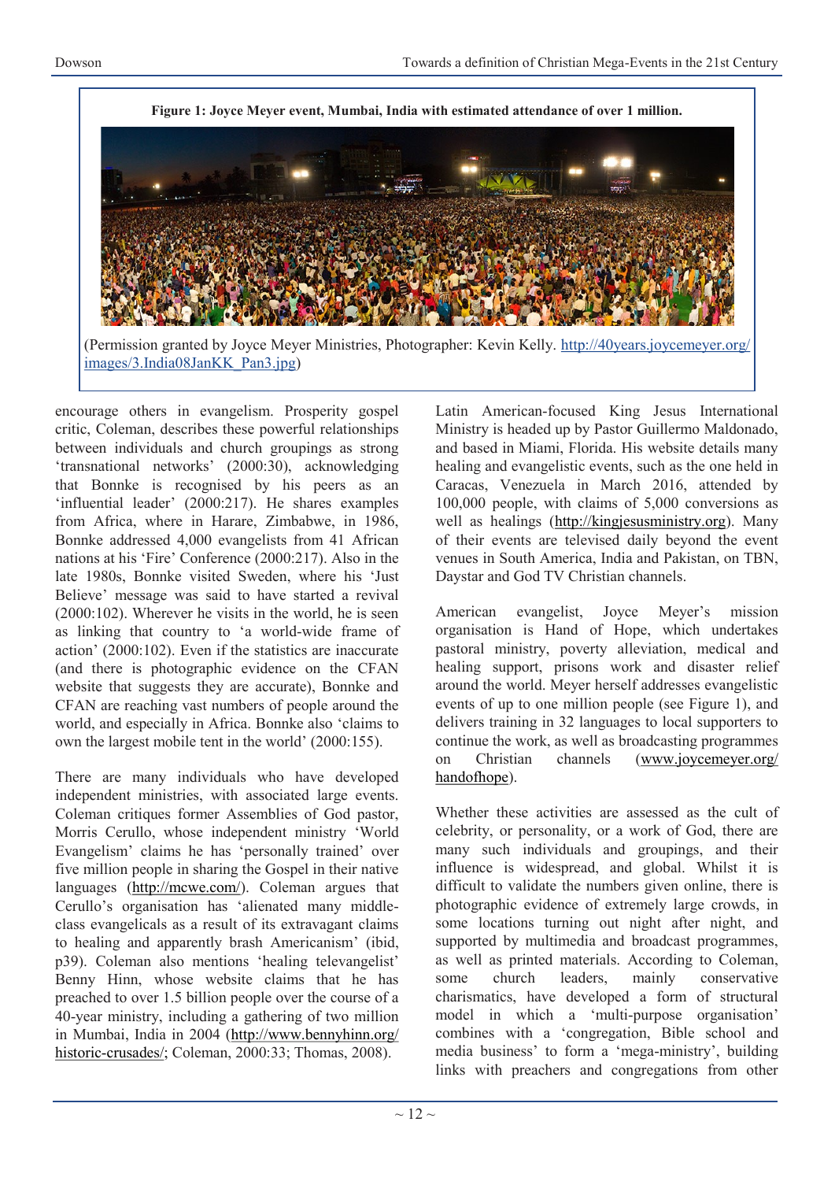**Figure 1: Joyce Meyer event, Mumbai, India with estimated attendance of over 1 million.**

(Permission granted by Joyce Meyer Ministries, Photographer: Kevin Kelly. http://40years.joycemeyer.org/images/3.India08JanKK_Pan3.jpg)

encourage others in evangelism. Prosperity gospel critic, Coleman, describes these powerful relationships between individuals and church groupings as strong 'transnational networks' (2000:30), acknowledging that Bonnke is recognised by his peers as an 'influential leader' (2000:217). He shares examples from Africa, where in Harare, Zimbabwe, in 1986, Bonnke addressed 4,000 evangelists from 41 African nations at his 'Fire' Conference (2000:217). Also in the late 1980s, Bonnke visited Sweden, where his 'Just Believe' message was said to have started a revival (2000:102). Wherever he visits in the world, he is seen as linking that country to 'a world-wide frame of action' (2000:102). Even if the statistics are inaccurate (and there is photographic evidence on the CFAN website that suggests they are accurate), Bonnke and CFAN are reaching vast numbers of people around the world, and especially in Africa. Bonnke also 'claims to own the largest mobile tent in the world' (2000:155).

There are many individuals who have developed independent ministries, with associated large events. Coleman critiques former Assemblies of God pastor, Morris Cerullo, whose independent ministry 'World Evangelism' claims he has 'personally trained' over five million people in sharing the Gospel in their native languages (http://mcwe.com/). Coleman argues that Cerullo's organisation has 'alienated many middle-class evangelicals as a result of its extravagant claims to healing and apparently brash Americanism' (ibid, p39). Coleman also mentions 'healing televangelist' Benny Hinn, whose website claims that he has preached to over 1.5 billion people over the course of a 40-year ministry, including a gathering of two million in Mumbai, India in 2004 (http://www.bennyhinn.org/historic-crusades/; Coleman, 2000:33; Thomas, 2008).

Latin American-focused King Jesus International Ministry is headed up by Pastor Guillermo Maldonado, and based in Miami, Florida. His website details many healing and evangelistic events, such as the one held in Caracas, Venezuela in March 2016, attended by 100,000 people, with claims of 5,000 conversions as well as healings (http://kingjesusministry.org). Many of their events are televised daily beyond the event venues in South America, India and Pakistan, on TBN, Daystar and God TV Christian channels.

American evangelist, Joyce Meyer's mission organisation is Hand of Hope, which undertakes pastoral ministry, poverty alleviation, medical and healing support, prisons work and disaster relief around the world. Meyer herself addresses evangelistic events of up to one million people (see Figure 1), and delivers training in 32 languages to local supporters to continue the work, as well as broadcasting programmes on Christian channels (www.joycemeyer.org/handofhope).

Whether these activities are assessed as the cult of celebrity, or personality, or a work of God, there are many such individuals and groupings, and their influence is widespread, and global. Whilst it is difficult to validate the numbers given online, there is photographic evidence of extremely large crowds, in some locations turning out night after night, and supported by multimedia and broadcast programmes, as well as printed materials. According to Coleman, some church leaders, mainly conservative charismatics, have developed a form of structural model in which a 'multi-purpose organisation' combines with a 'congregation, Bible school and media business' to form a 'mega-ministry', building links with preachers and congregations from other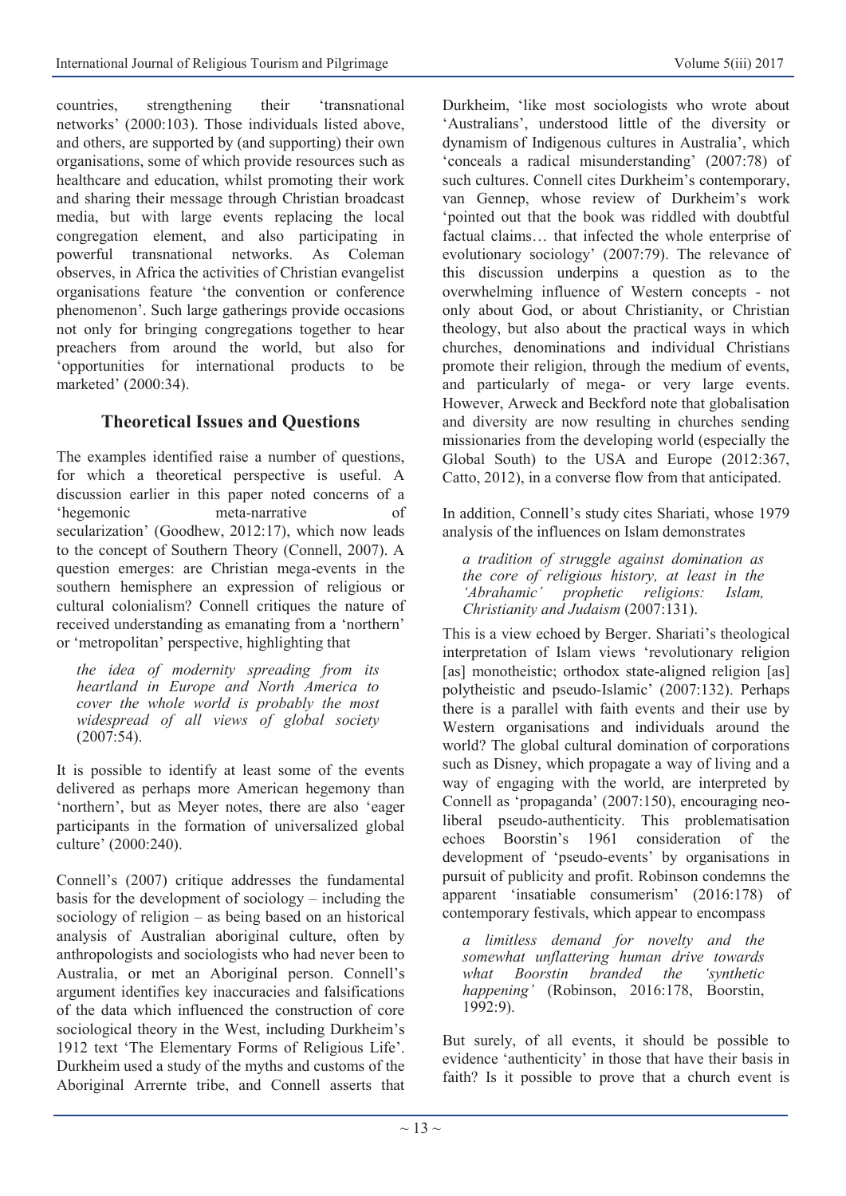countries, strengthening their 'transnational networks' (2000:103). Those individuals listed above, and others, are supported by (and supporting) their own organisations, some of which provide resources such as healthcare and education, whilst promoting their work and sharing their message through Christian broadcast media, but with large events replacing the local congregation element, and also participating in powerful transnational networks. As Coleman observes, in Africa the activities of Christian evangelist organisations feature 'the convention or conference phenomenon'. Such large gatherings provide occasions not only for bringing congregations together to hear preachers from around the world, but also for 'opportunities for international products to be marketed' (2000:34).

## Theoretical Issues and Questions

The examples identified raise a number of questions, for which a theoretical perspective is useful. A discussion earlier in this paper noted concerns of a 'hegemonic meta-narrative of secularization' (Goodhew, 2012:17), which now leads to the concept of Southern Theory (Connell, 2007). A question emerges: are Christian mega-events in the southern hemisphere an expression of religious or cultural colonialism? Connell critiques the nature of received understanding as emanating from a 'northern' or 'metropolitan' perspective, highlighting that

> *the idea of modernity spreading from its heartland in Europe and North America to cover the whole world is probably the most widespread of all views of global society* (2007:54).

It is possible to identify at least some of the events delivered as perhaps more American hegemony than 'northern', but as Meyer notes, there are also 'eager participants in the formation of universalized global culture' (2000:240).

Connell's (2007) critique addresses the fundamental basis for the development of sociology – including the sociology of religion – as being based on an historical analysis of Australian aboriginal culture, often by anthropologists and sociologists who had never been to Australia, or met an Aboriginal person. Connell's argument identifies key inaccuracies and falsifications of the data which influenced the construction of core sociological theory in the West, including Durkheim's 1912 text 'The Elementary Forms of Religious Life'. Durkheim used a study of the myths and customs of the Aboriginal Arrernte tribe, and Connell asserts that Durkheim, 'like most sociologists who wrote about 'Australians', understood little of the diversity or dynamism of Indigenous cultures in Australia', which 'conceals a radical misunderstanding' (2007:78) of such cultures. Connell cites Durkheim's contemporary, van Gennep, whose review of Durkheim's work 'pointed out that the book was riddled with doubtful factual claims… that infected the whole enterprise of evolutionary sociology' (2007:79). The relevance of this discussion underpins a question as to the overwhelming influence of Western concepts - not only about God, or about Christianity, or Christian theology, but also about the practical ways in which churches, denominations and individual Christians promote their religion, through the medium of events, and particularly of mega- or very large events. However, Arweck and Beckford note that globalisation and diversity are now resulting in churches sending missionaries from the developing world (especially the Global South) to the USA and Europe (2012:367, Catto, 2012), in a converse flow from that anticipated.

In addition, Connell's study cites Shariati, whose 1979 analysis of the influences on Islam demonstrates

> *a tradition of struggle against domination as the core of religious history, at least in the 'Abrahamic' prophetic religions: Islam, Christianity and Judaism* (2007:131).

This is a view echoed by Berger. Shariati's theological interpretation of Islam views 'revolutionary religion [as] monotheistic; orthodox state-aligned religion [as] polytheistic and pseudo-Islamic' (2007:132). Perhaps there is a parallel with faith events and their use by Western organisations and individuals around the world? The global cultural domination of corporations such as Disney, which propagate a way of living and a way of engaging with the world, are interpreted by Connell as 'propaganda' (2007:150), encouraging neo-liberal pseudo-authenticity. This problematisation echoes Boorstin's 1961 consideration of the development of 'pseudo-events' by organisations in pursuit of publicity and profit. Robinson condemns the apparent 'insatiable consumerism' (2016:178) of contemporary festivals, which appear to encompass

> *a limitless demand for novelty and the somewhat unflattering human drive towards what Boorstin branded the 'synthetic happening'* (Robinson, 2016:178, Boorstin, 1992:9).

But surely, of all events, it should be possible to evidence 'authenticity' in those that have their basis in faith? Is it possible to prove that a church event is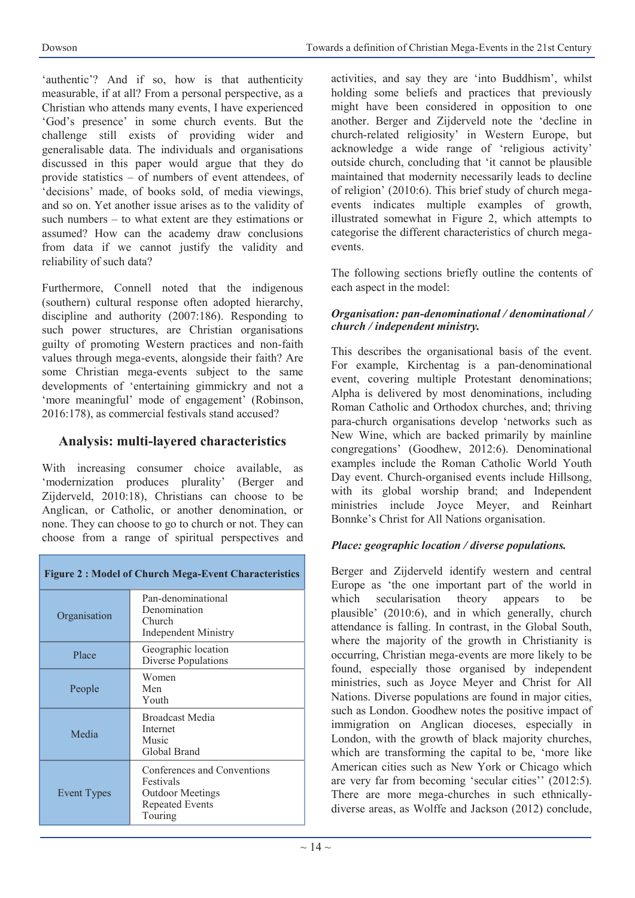'authentic'? And if so, how is that authenticity measurable, if at all? From a personal perspective, as a Christian who attends many events, I have experienced 'God's presence' in some church events. But the challenge still exists of providing wider and generalisable data. The individuals and organisations discussed in this paper would argue that they do provide statistics – of numbers of event attendees, of 'decisions' made, of books sold, of media viewings, and so on. Yet another issue arises as to the validity of such numbers – to what extent are they estimations or assumed? How can the academy draw conclusions from data if we cannot justify the validity and reliability of such data?

Furthermore, Connell noted that the indigenous (southern) cultural response often adopted hierarchy, discipline and authority (2007:186). Responding to such power structures, are Christian organisations guilty of promoting Western practices and non-faith values through mega-events, alongside their faith? Are some Christian mega-events subject to the same developments of 'entertaining gimmickry and not a 'more meaningful' mode of engagement' (Robinson, 2016:178), as commercial festivals stand accused?

## Analysis: multi-layered characteristics

With increasing consumer choice available, as 'modernization produces plurality' (Berger and Zijderveld, 2010:18), Christians can choose to be Anglican, or Catholic, or another denomination, or none. They can choose to go to church or not. They can choose from a range of spiritual perspectives and activities, and say they are 'into Buddhism', whilst holding some beliefs and practices that previously might have been considered in opposition to one another. Berger and Zijderveld note the 'decline in church-related religiosity' in Western Europe, but acknowledge a wide range of 'religious activity' outside church, concluding that 'it cannot be plausible maintained that modernity necessarily leads to decline of religion' (2010:6). This brief study of church mega-events indicates multiple examples of growth, illustrated somewhat in Figure 2, which attempts to categorise the different characteristics of church mega-events.

| **Figure 2 : Model of Church Mega-Event Characteristics** | |
|---|---|
| Organisation | Pan-denominational<br>Denomination<br>Church<br>Independent Ministry |
| Place | Geographic location<br>Diverse Populations |
| People | Women<br>Men<br>Youth |
| Media | Broadcast Media<br>Internet<br>Music<br>Global Brand |
| Event Types | Conferences and Conventions<br>Festivals<br>Outdoor Meetings<br>Repeated Events<br>Touring |

The following sections briefly outline the contents of each aspect in the model:

***Organisation: pan-denominational / denominational / church / independent ministry.***

This describes the organisational basis of the event. For example, Kirchentag is a pan-denominational event, covering multiple Protestant denominations; Alpha is delivered by most denominations, including Roman Catholic and Orthodox churches, and; thriving para-church organisations develop 'networks such as New Wine, which are backed primarily by mainline congregations' (Goodhew, 2012:6). Denominational examples include the Roman Catholic World Youth Day event. Church-organised events include Hillsong, with its global worship brand; and Independent ministries include Joyce Meyer, and Reinhart Bonnke's Christ for All Nations organisation.

***Place: geographic location / diverse populations.***

Berger and Zijderveld identify western and central Europe as 'the one important part of the world in which secularisation theory appears to be plausible' (2010:6), and in which generally, church attendance is falling. In contrast, in the Global South, where the majority of the growth in Christianity is occurring, Christian mega-events are more likely to be found, especially those organised by independent ministries, such as Joyce Meyer and Christ for All Nations. Diverse populations are found in major cities, such as London. Goodhew notes the positive impact of immigration on Anglican dioceses, especially in London, with the growth of black majority churches, which are transforming the capital to be, 'more like American cities such as New York or Chicago which are very far from becoming 'secular cities'' (2012:5). There are more mega-churches in such ethnically-diverse areas, as Wolffe and Jackson (2012) conclude,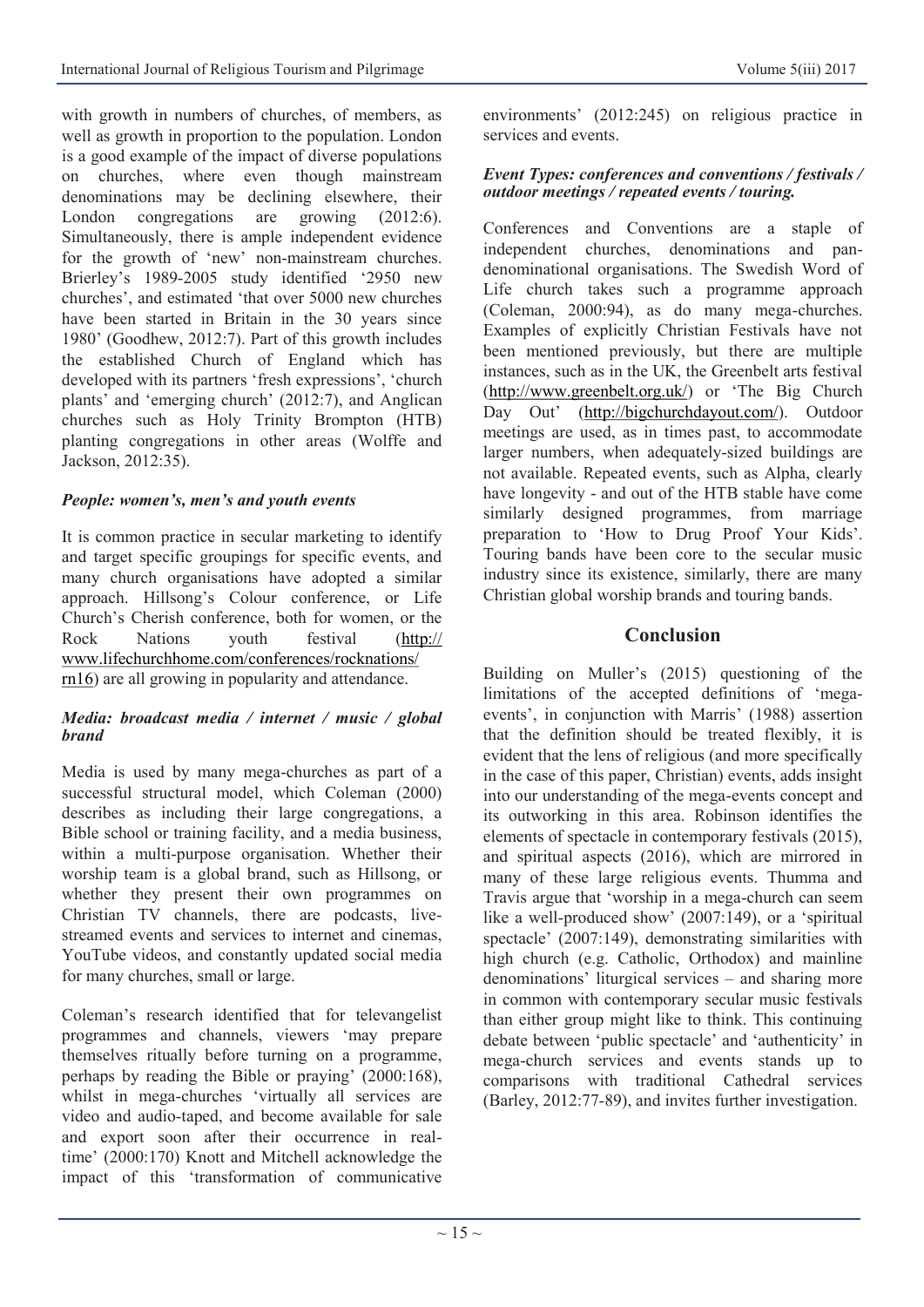with growth in numbers of churches, of members, as well as growth in proportion to the population. London is a good example of the impact of diverse populations on churches, where even though mainstream denominations may be declining elsewhere, their London congregations are growing (2012:6). Simultaneously, there is ample independent evidence for the growth of 'new' non-mainstream churches. Brierley's 1989-2005 study identified '2950 new churches', and estimated 'that over 5000 new churches have been started in Britain in the 30 years since 1980' (Goodhew, 2012:7). Part of this growth includes the established Church of England which has developed with its partners 'fresh expressions', 'church plants' and 'emerging church' (2012:7), and Anglican churches such as Holy Trinity Brompton (HTB) planting congregations in other areas (Wolffe and Jackson, 2012:35).

### *People: women's, men's and youth events*

It is common practice in secular marketing to identify and target specific groupings for specific events, and many church organisations have adopted a similar approach. Hillsong's Colour conference, or Life Church's Cherish conference, both for women, or the Rock Nations youth festival (http://www.lifechurchhome.com/conferences/rocknations/rn16) are all growing in popularity and attendance.

### *Media: broadcast media / internet / music / global brand*

Media is used by many mega-churches as part of a successful structural model, which Coleman (2000) describes as including their large congregations, a Bible school or training facility, and a media business, within a multi-purpose organisation. Whether their worship team is a global brand, such as Hillsong, or whether they present their own programmes on Christian TV channels, there are podcasts, live-streamed events and services to internet and cinemas, YouTube videos, and constantly updated social media for many churches, small or large.

Coleman's research identified that for televangelist programmes and channels, viewers 'may prepare themselves ritually before turning on a programme, perhaps by reading the Bible or praying' (2000:168), whilst in mega-churches 'virtually all services are video and audio-taped, and become available for sale and export soon after their occurrence in real-time' (2000:170) Knott and Mitchell acknowledge the impact of this 'transformation of communicative environments' (2012:245) on religious practice in services and events.

### *Event Types: conferences and conventions / festivals / outdoor meetings / repeated events / touring.*

Conferences and Conventions are a staple of independent churches, denominations and pan-denominational organisations. The Swedish Word of Life church takes such a programme approach (Coleman, 2000:94), as do many mega-churches. Examples of explicitly Christian Festivals have not been mentioned previously, but there are multiple instances, such as in the UK, the Greenbelt arts festival (http://www.greenbelt.org.uk/) or 'The Big Church Day Out' (http://bigchurchdayout.com/). Outdoor meetings are used, as in times past, to accommodate larger numbers, when adequately-sized buildings are not available. Repeated events, such as Alpha, clearly have longevity - and out of the HTB stable have come similarly designed programmes, from marriage preparation to 'How to Drug Proof Your Kids'. Touring bands have been core to the secular music industry since its existence, similarly, there are many Christian global worship brands and touring bands.

## Conclusion

Building on Muller's (2015) questioning of the limitations of the accepted definitions of 'mega-events', in conjunction with Marris' (1988) assertion that the definition should be treated flexibly, it is evident that the lens of religious (and more specifically in the case of this paper, Christian) events, adds insight into our understanding of the mega-events concept and its outworking in this area. Robinson identifies the elements of spectacle in contemporary festivals (2015), and spiritual aspects (2016), which are mirrored in many of these large religious events. Thumma and Travis argue that 'worship in a mega-church can seem like a well-produced show' (2007:149), or a 'spiritual spectacle' (2007:149), demonstrating similarities with high church (e.g. Catholic, Orthodox) and mainline denominations' liturgical services – and sharing more in common with contemporary secular music festivals than either group might like to think. This continuing debate between 'public spectacle' and 'authenticity' in mega-church services and events stands up to comparisons with traditional Cathedral services (Barley, 2012:77-89), and invites further investigation.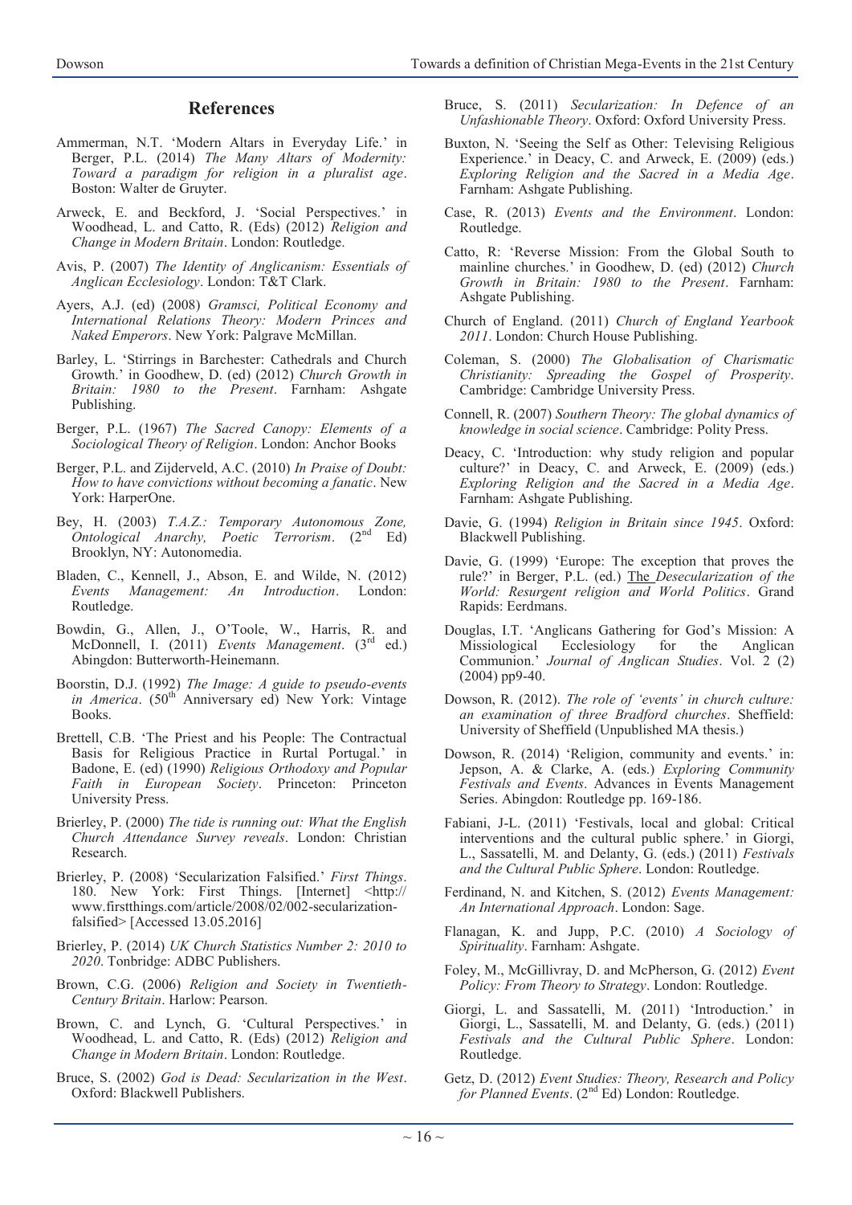## References

Ammerman, N.T. 'Modern Altars in Everyday Life.' in Berger, P.L. (2014) *The Many Altars of Modernity: Toward a paradigm for religion in a pluralist age*. Boston: Walter de Gruyter.

Arweck, E. and Beckford, J. 'Social Perspectives.' in Woodhead, L. and Catto, R. (Eds) (2012) *Religion and Change in Modern Britain*. London: Routledge.

Avis, P. (2007) *The Identity of Anglicanism: Essentials of Anglican Ecclesiology*. London: T&T Clark.

Ayers, A.J. (ed) (2008) *Gramsci, Political Economy and International Relations Theory: Modern Princes and Naked Emperors*. New York: Palgrave McMillan.

Barley, L. 'Stirrings in Barchester: Cathedrals and Church Growth.' in Goodhew, D. (ed) (2012) *Church Growth in Britain: 1980 to the Present*. Farnham: Ashgate Publishing.

Berger, P.L. (1967) *The Sacred Canopy: Elements of a Sociological Theory of Religion*. London: Anchor Books

Berger, P.L. and Zijderveld, A.C. (2010) *In Praise of Doubt: How to have convictions without becoming a fanatic*. New York: HarperOne.

Bey, H. (2003) *T.A.Z.: Temporary Autonomous Zone, Ontological Anarchy, Poetic Terrorism*. (2nd Ed) Brooklyn, NY: Autonomedia.

Bladen, C., Kennell, J., Abson, E. and Wilde, N. (2012) *Events Management: An Introduction*. London: Routledge.

Bowdin, G., Allen, J., O'Toole, W., Harris, R. and McDonnell, I. (2011) *Events Management*. (3rd ed.) Abingdon: Butterworth-Heinemann.

Boorstin, D.J. (1992) *The Image: A guide to pseudo-events in America*. (50th Anniversary ed) New York: Vintage Books.

Brettell, C.B. 'The Priest and his People: The Contractual Basis for Religious Practice in Rurtal Portugal.' in Badone, E. (ed) (1990) *Religious Orthodoxy and Popular Faith in European Society*. Princeton: Princeton University Press.

Brierley, P. (2000) *The tide is running out: What the English Church Attendance Survey reveals*. London: Christian Research.

Brierley, P. (2008) 'Secularization Falsified.' *First Things*. 180. New York: First Things. [Internet] <http://www.firstthings.com/article/2008/02/002-secularization-falsified> [Accessed 13.05.2016]

Brierley, P. (2014) *UK Church Statistics Number 2: 2010 to 2020*. Tonbridge: ADBC Publishers.

Brown, C.G. (2006) *Religion and Society in Twentieth-Century Britain*. Harlow: Pearson.

Brown, C. and Lynch, G. 'Cultural Perspectives.' in Woodhead, L. and Catto, R. (Eds) (2012) *Religion and Change in Modern Britain*. London: Routledge.

Bruce, S. (2002) *God is Dead: Secularization in the West*. Oxford: Blackwell Publishers.

Bruce, S. (2011) *Secularization: In Defence of an Unfashionable Theory*. Oxford: Oxford University Press.

Buxton, N. 'Seeing the Self as Other: Televising Religious Experience.' in Deacy, C. and Arweck, E. (2009) (eds.) *Exploring Religion and the Sacred in a Media Age*. Farnham: Ashgate Publishing.

Case, R. (2013) *Events and the Environment*. London: Routledge.

Catto, R: 'Reverse Mission: From the Global South to mainline churches.' in Goodhew, D. (ed) (2012) *Church Growth in Britain: 1980 to the Present*. Farnham: Ashgate Publishing.

Church of England. (2011) *Church of England Yearbook 2011*. London: Church House Publishing.

Coleman, S. (2000) *The Globalisation of Charismatic Christianity: Spreading the Gospel of Prosperity*. Cambridge: Cambridge University Press.

Connell, R. (2007) *Southern Theory: The global dynamics of knowledge in social science*. Cambridge: Polity Press.

Deacy, C. 'Introduction: why study religion and popular culture?' in Deacy, C. and Arweck, E. (2009) (eds.) *Exploring Religion and the Sacred in a Media Age*. Farnham: Ashgate Publishing.

Davie, G. (1994) *Religion in Britain since 1945*. Oxford: Blackwell Publishing.

Davie, G. (1999) 'Europe: The exception that proves the rule?' in Berger, P.L. (ed.) The *Desecularization of the World: Resurgent religion and World Politics*. Grand Rapids: Eerdmans.

Douglas, I.T. 'Anglicans Gathering for God's Mission: A Missiological Ecclesiology for the Anglican Communion.' *Journal of Anglican Studies*. Vol. 2 (2) (2004) pp9-40.

Dowson, R. (2012). *The role of 'events' in church culture: an examination of three Bradford churches*. Sheffield: University of Sheffield (Unpublished MA thesis.)

Dowson, R. (2014) 'Religion, community and events.' in: Jepson, A. & Clarke, A. (eds.) *Exploring Community Festivals and Events*. Advances in Events Management Series. Abingdon: Routledge pp. 169-186.

Fabiani, J-L. (2011) 'Festivals, local and global: Critical interventions and the cultural public sphere.' in Giorgi, L., Sassatelli, M. and Delanty, G. (eds.) (2011) *Festivals and the Cultural Public Sphere*. London: Routledge.

Ferdinand, N. and Kitchen, S. (2012) *Events Management: An International Approach*. London: Sage.

Flanagan, K. and Jupp, P.C. (2010) *A Sociology of Spirituality*. Farnham: Ashgate.

Foley, M., McGillivray, D. and McPherson, G. (2012) *Event Policy: From Theory to Strategy*. London: Routledge.

Giorgi, L. and Sassatelli, M. (2011) 'Introduction.' in Giorgi, L., Sassatelli, M. and Delanty, G. (eds.) (2011) *Festivals and the Cultural Public Sphere*. London: Routledge.

Getz, D. (2012) *Event Studies: Theory, Research and Policy for Planned Events*. (2nd Ed) London: Routledge.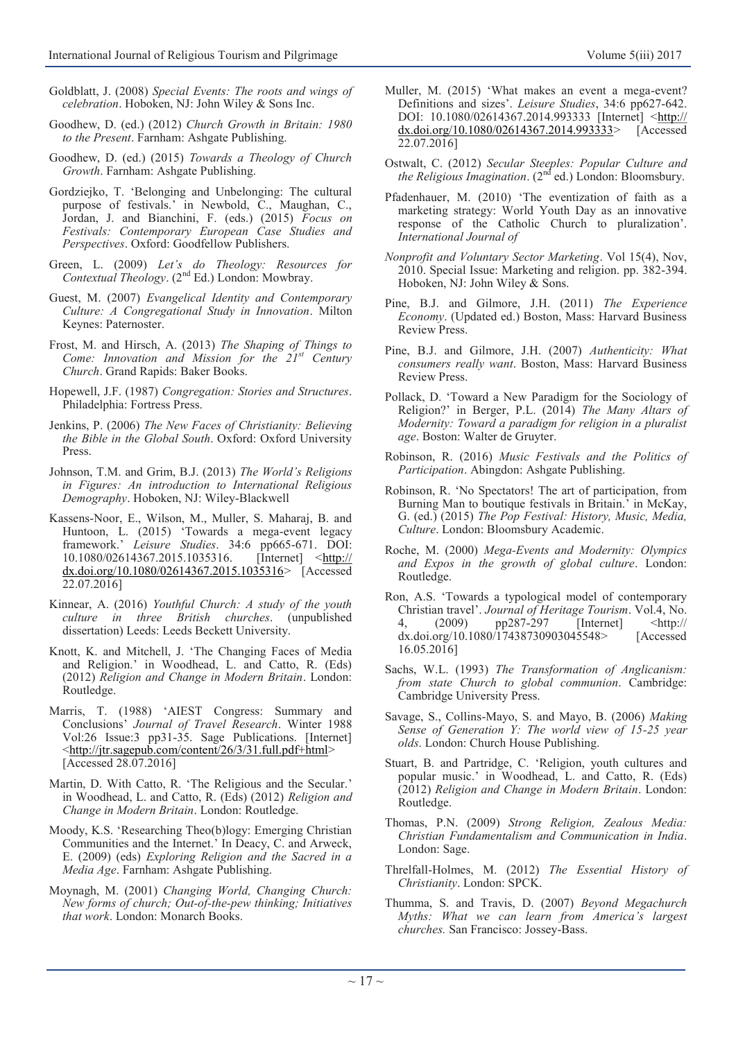Goldblatt, J. (2008) *Special Events: The roots and wings of celebration*. Hoboken, NJ: John Wiley & Sons Inc.

Goodhew, D. (ed.) (2012) *Church Growth in Britain: 1980 to the Present*. Farnham: Ashgate Publishing.

Goodhew, D. (ed.) (2015) *Towards a Theology of Church Growth*. Farnham: Ashgate Publishing.

Gordziejko, T. 'Belonging and Unbelonging: The cultural purpose of festivals.' in Newbold, C., Maughan, C., Jordan, J. and Bianchini, F. (eds.) (2015) *Focus on Festivals: Contemporary European Case Studies and Perspectives*. Oxford: Goodfellow Publishers.

Green, L. (2009) *Let's do Theology: Resources for Contextual Theology*. (2nd Ed.) London: Mowbray.

Guest, M. (2007) *Evangelical Identity and Contemporary Culture: A Congregational Study in Innovation*. Milton Keynes: Paternoster.

Frost, M. and Hirsch, A. (2013) *The Shaping of Things to Come: Innovation and Mission for the 21st Century Church*. Grand Rapids: Baker Books.

Hopewell, J.F. (1987) *Congregation: Stories and Structures*. Philadelphia: Fortress Press.

Jenkins, P. (2006) *The New Faces of Christianity: Believing the Bible in the Global South*. Oxford: Oxford University Press.

Johnson, T.M. and Grim, B.J. (2013) *The World's Religions in Figures: An introduction to International Religious Demography*. Hoboken, NJ: Wiley-Blackwell

Kassens-Noor, E., Wilson, M., Muller, S. Maharaj, B. and Huntoon, L. (2015) 'Towards a mega-event legacy framework.' *Leisure Studies*. 34:6 pp665-671. DOI: 10.1080/02614367.2015.1035316. [Internet] <http://dx.doi.org/10.1080/02614367.2015.1035316> [Accessed 22.07.2016]

Kinnear, A. (2016) *Youthful Church: A study of the youth culture in three British churches*. (unpublished dissertation) Leeds: Leeds Beckett University.

Knott, K. and Mitchell, J. 'The Changing Faces of Media and Religion.' in Woodhead, L. and Catto, R. (Eds) (2012) *Religion and Change in Modern Britain*. London: Routledge.

Marris, T. (1988) 'AIEST Congress: Summary and Conclusions' *Journal of Travel Research*. Winter 1988 Vol:26 Issue:3 pp31-35. Sage Publications. [Internet] <http://jtr.sagepub.com/content/26/3/31.full.pdf+html> [Accessed 28.07.2016]

Martin, D. With Catto, R. 'The Religious and the Secular.' in Woodhead, L. and Catto, R. (Eds) (2012) *Religion and Change in Modern Britain*. London: Routledge.

Moody, K.S. 'Researching Theo(b)logy: Emerging Christian Communities and the Internet.' In Deacy, C. and Arweck, E. (2009) (eds) *Exploring Religion and the Sacred in a Media Age*. Farnham: Ashgate Publishing.

Moynagh, M. (2001) *Changing World, Changing Church: New forms of church; Out-of-the-pew thinking; Initiatives that work*. London: Monarch Books.

Muller, M. (2015) 'What makes an event a mega-event? Definitions and sizes'. *Leisure Studies*, 34:6 pp627-642. DOI: 10.1080/02614367.2014.993333 [Internet] <http://dx.doi.org/10.1080/02614367.2014.993333> [Accessed 22.07.2016]

Ostwalt, C. (2012) *Secular Steeples: Popular Culture and the Religious Imagination*. (2nd ed.) London: Bloomsbury.

Pfadenhauer, M. (2010) 'The eventization of faith as a marketing strategy: World Youth Day as an innovative response of the Catholic Church to pluralization'. *International Journal of Nonprofit and Voluntary Sector Marketing*. Vol 15(4), Nov, 2010. Special Issue: Marketing and religion. pp. 382-394. Hoboken, NJ: John Wiley & Sons.

Pine, B.J. and Gilmore, J.H. (2011) *The Experience Economy*. (Updated ed.) Boston, Mass: Harvard Business Review Press.

Pine, B.J. and Gilmore, J.H. (2007) *Authenticity: What consumers really want*. Boston, Mass: Harvard Business Review Press.

Pollack, D. 'Toward a New Paradigm for the Sociology of Religion?' in Berger, P.L. (2014) *The Many Altars of Modernity: Toward a paradigm for religion in a pluralist age*. Boston: Walter de Gruyter.

Robinson, R. (2016) *Music Festivals and the Politics of Participation*. Abingdon: Ashgate Publishing.

Robinson, R. 'No Spectators! The art of participation, from Burning Man to boutique festivals in Britain.' in McKay, G. (ed.) (2015) *The Pop Festival: History, Music, Media, Culture*. London: Bloomsbury Academic.

Roche, M. (2000) *Mega-Events and Modernity: Olympics and Expos in the growth of global culture*. London: Routledge.

Ron, A.S. 'Towards a typological model of contemporary Christian travel'. *Journal of Heritage Tourism*. Vol.4, No. 4, (2009) pp287-297 [Internet] <http://dx.doi.org/10.1080/17438730903045548> [Accessed 16.05.2016]

Sachs, W.L. (1993) *The Transformation of Anglicanism: from state Church to global communion*. Cambridge: Cambridge University Press.

Savage, S., Collins-Mayo, S. and Mayo, B. (2006) *Making Sense of Generation Y: The world view of 15-25 year olds*. London: Church House Publishing.

Stuart, B. and Partridge, C. 'Religion, youth cultures and popular music.' in Woodhead, L. and Catto, R. (Eds) (2012) *Religion and Change in Modern Britain*. London: Routledge.

Thomas, P.N. (2009) *Strong Religion, Zealous Media: Christian Fundamentalism and Communication in India*. London: Sage.

Threlfall-Holmes, M. (2012) *The Essential History of Christianity*. London: SPCK.

Thumma, S. and Travis, D. (2007) *Beyond Megachurch Myths: What we can learn from America's largest churches.* San Francisco: Jossey-Bass.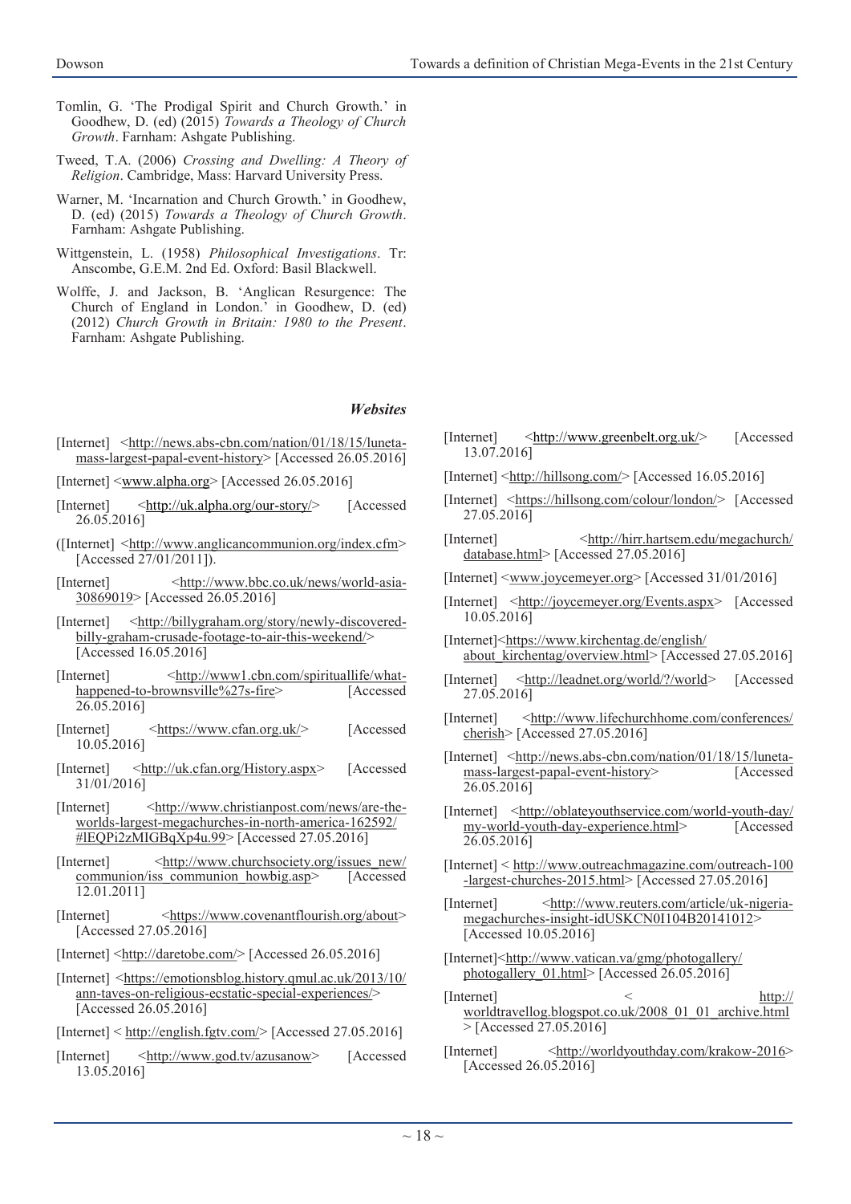Tomlin, G. 'The Prodigal Spirit and Church Growth.' in Goodhew, D. (ed) (2015) *Towards a Theology of Church Growth*. Farnham: Ashgate Publishing.

Tweed, T.A. (2006) *Crossing and Dwelling: A Theory of Religion*. Cambridge, Mass: Harvard University Press.

Warner, M. 'Incarnation and Church Growth.' in Goodhew, D. (ed) (2015) *Towards a Theology of Church Growth*. Farnham: Ashgate Publishing.

Wittgenstein, L. (1958) *Philosophical Investigations*. Tr: Anscombe, G.E.M. 2nd Ed. Oxford: Basil Blackwell.

Wolffe, J. and Jackson, B. 'Anglican Resurgence: The Church of England in London.' in Goodhew, D. (ed) (2012) *Church Growth in Britain: 1980 to the Present*. Farnham: Ashgate Publishing.

### *Websites*

[Internet] <http://news.abs-cbn.com/nation/01/18/15/luneta-mass-largest-papal-event-history> [Accessed 26.05.2016]

[Internet] <www.alpha.org> [Accessed 26.05.2016]

[Internet] <http://uk.alpha.org/our-story/> [Accessed 26.05.2016]

([Internet] <http://www.anglicancommunion.org/index.cfm> [Accessed 27/01/2011]).

[Internet] <http://www.bbc.co.uk/news/world-asia-30869019> [Accessed 26.05.2016]

[Internet] <http://billygraham.org/story/newly-discovered-billy-graham-crusade-footage-to-air-this-weekend/> [Accessed 16.05.2016]

[Internet] <http://www1.cbn.com/spirituallife/what-happened-to-brownsville%27s-fire> [Accessed 26.05.2016]

[Internet] <https://www.cfan.org.uk/> [Accessed 10.05.2016]

[Internet] <http://uk.cfan.org/History.aspx> [Accessed 31/01/2016]

[Internet] <http://www.christianpost.com/news/are-the-worlds-largest-megachurches-in-north-america-162592/#lEQPi2zMIGBqXp4u.99> [Accessed 27.05.2016]

[Internet] <http://www.churchsociety.org/issues_new/communion/iss_communion_howbig.asp> [Accessed 12.01.2011]

[Internet] <https://www.covenantflourish.org/about> [Accessed 27.05.2016]

[Internet] <http://daretobe.com/> [Accessed 26.05.2016]

[Internet] <https://emotionsblog.history.qmul.ac.uk/2013/10/ann-taves-on-religious-ecstatic-special-experiences/> [Accessed 26.05.2016]

[Internet] < http://english.fgtv.com/> [Accessed 27.05.2016]

[Internet] <http://www.god.tv/azusanow> [Accessed 13.05.2016]

[Internet] <http://www.greenbelt.org.uk/> [Accessed 13.07.2016]

[Internet] <http://hillsong.com/> [Accessed 16.05.2016]

[Internet] <https://hillsong.com/colour/london/> [Accessed 27.05.2016]

[Internet] <http://hirr.hartsem.edu/megachurch/database.html> [Accessed 27.05.2016]

[Internet] <www.joycemeyer.org> [Accessed 31/01/2016]

[Internet] <http://joycemeyer.org/Events.aspx> [Accessed 10.05.2016]

[Internet]<https://www.kirchentag.de/english/about_kirchentag/overview.html> [Accessed 27.05.2016]

[Internet] <http://leadnet.org/world/?/world> [Accessed 27.05.2016]

[Internet] <http://www.lifechurchhome.com/conferences/cherish> [Accessed 27.05.2016]

[Internet] <http://news.abs-cbn.com/nation/01/18/15/luneta-mass-largest-papal-event-history> [Accessed 26.05.2016]

[Internet] <http://oblateyouthservice.com/world-youth-day/my-world-youth-day-experience.html> [Accessed 26.05.2016]

[Internet] < http://www.outreachmagazine.com/outreach-100-largest-churches-2015.html> [Accessed 27.05.2016]

[Internet] <http://www.reuters.com/article/uk-nigeria-megachurches-insight-idUSKCN0I104B20141012> [Accessed 10.05.2016]

[Internet]<http://www.vatican.va/gmg/photogallery/photogallery_01.html> [Accessed 26.05.2016]

[Internet] < http://worldtravellog.blogspot.co.uk/2008_01_01_archive.html > [Accessed 27.05.2016]

[Internet] <http://worldyouthday.com/krakow-2016> [Accessed 26.05.2016]